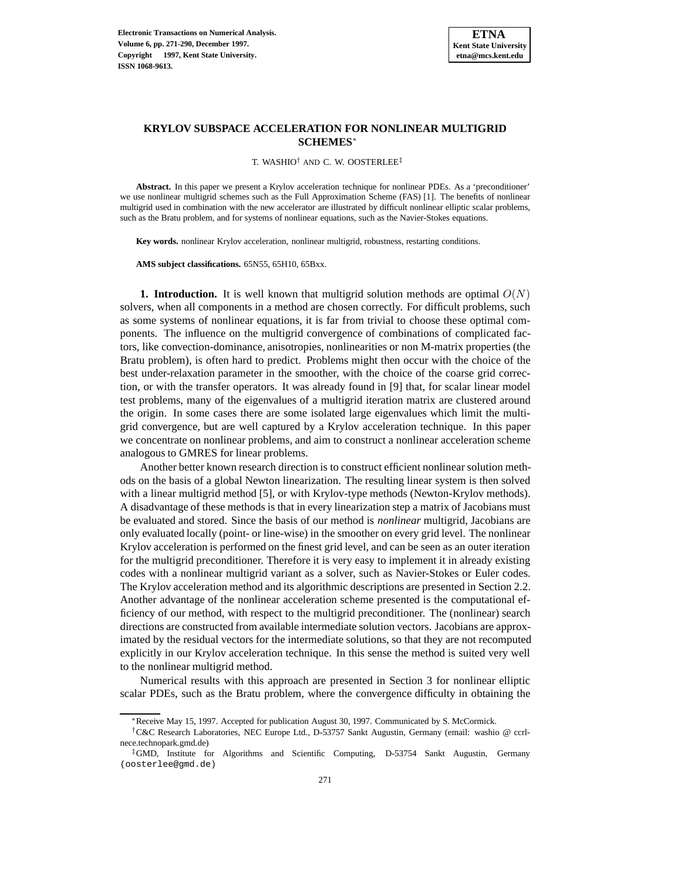# KRYLOV SUBSPACE ACCELERATION FOR NONLINEAR MULTIGRID SCHEMES*

T. WASHIO† AND C. W. OOSTERLEE‡

**Abstract.** In this paper we present a Krylov acceleration technique for nonlinear PDEs. As a 'preconditioner' we use nonlinear multigrid schemes such as the Full Approximation Scheme (FAS) [1]. The benefits of nonlinear multigrid used in combination with the new accelerator are illustrated by difficult nonlinear elliptic scalar problems, such as the Bratu problem, and for systems of nonlinear equations, such as the Navier-Stokes equations.

**Key words.** nonlinear Krylov acceleration, nonlinear multigrid, robustness, restarting conditions.

**AMS subject classifications.** 65N55, 65H10, 65Bxx.

**1. Introduction.** It is well known that multigrid solution methods are optimal $O(N)$ solvers, when all components in a method are chosen correctly. For difficult problems, such as some systems of nonlinear equations, it is far from trivial to choose these optimal components. The influence on the multigrid convergence of combinations of complicated factors, like convection-dominance, anisotropies, nonlinearities or non M-matrix properties (the Bratu problem), is often hard to predict. Problems might then occur with the choice of the best under-relaxation parameter in the smoother, with the choice of the coarse grid correction, or with the transfer operators. It was already found in [9] that, for scalar linear model test problems, many of the eigenvalues of a multigrid iteration matrix are clustered around the origin. In some cases there are some isolated large eigenvalues which limit the multigrid convergence, but are well captured by a Krylov acceleration technique. In this paper we concentrate on nonlinear problems, and aim to construct a nonlinear acceleration scheme analogous to GMRES for linear problems.

Another better known research direction is to construct efficient nonlinear solution methods on the basis of a global Newton linearization. The resulting linear system is then solved with a linear multigrid method [5], or with Krylov-type methods (Newton-Krylov methods). A disadvantage of these methods is that in every linearization step a matrix of Jacobians must be evaluated and stored. Since the basis of our method is *nonlinear* multigrid, Jacobians are only evaluated locally (point- or line-wise) in the smoother on every grid level. The nonlinear Krylov acceleration is performed on the finest grid level, and can be seen as an outer iteration for the multigrid preconditioner. Therefore it is very easy to implement it in already existing codes with a nonlinear multigrid variant as a solver, such as Navier-Stokes or Euler codes. The Krylov acceleration method and its algorithmic descriptions are presented in Section 2.2. Another advantage of the nonlinear acceleration scheme presented is the computational efficiency of our method, with respect to the multigrid preconditioner. The (nonlinear) search directions are constructed from available intermediate solution vectors. Jacobians are approximated by the residual vectors for the intermediate solutions, so that they are not recomputed explicitly in our Krylov acceleration technique. In this sense the method is suited very well to the nonlinear multigrid method.

Numerical results with this approach are presented in Section 3 for nonlinear elliptic scalar PDEs, such as the Bratu problem, where the convergence difficulty in obtaining the

---

*Receive May 15, 1997. Accepted for publication August 30, 1997. Communicated by S. McCormick.

†C&C Research Laboratories, NEC Europe Ltd., D-53757 Sankt Augustin, Germany (email: washio @ ccrl-nece.technopark.gmd.de)

‡GMD, Institute for Algorithms and Scientific Computing, D-53754 Sankt Augustin, Germany (oosterlee@gmd.de)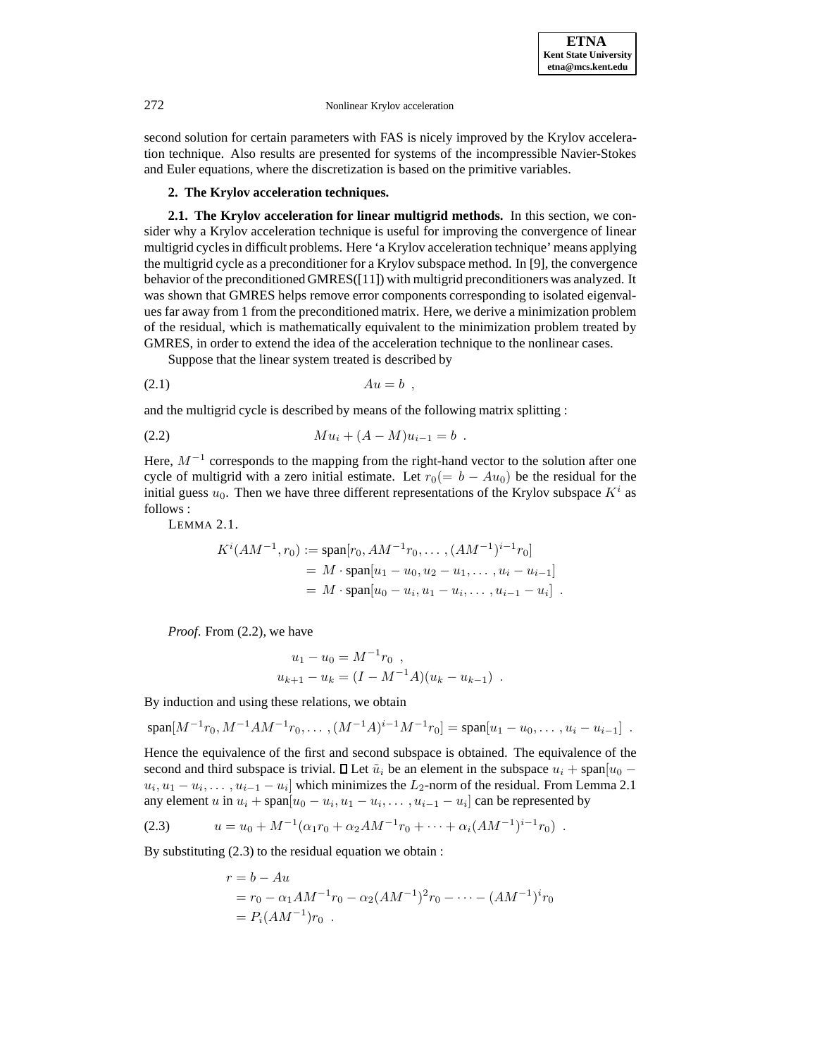second solution for certain parameters with FAS is nicely improved by the Krylov acceleration technique. Also results are presented for systems of the incompressible Navier-Stokes and Euler equations, where the discretization is based on the primitive variables.

## 2. The Krylov acceleration techniques.

**2.1. The Krylov acceleration for linear multigrid methods.** In this section, we consider why a Krylov acceleration technique is useful for improving the convergence of linear multigrid cycles in difficult problems. Here 'a Krylov acceleration technique' means applying the multigrid cycle as a preconditioner for a Krylov subspace method. In [9], the convergence behavior of the preconditioned GMRES([11]) with multigrid preconditioners was analyzed. It was shown that GMRES helps remove error components corresponding to isolated eigenvalues far away from 1 from the preconditioned matrix. Here, we derive a minimization problem of the residual, which is mathematically equivalent to the minimization problem treated by GMRES, in order to extend the idea of the acceleration technique to the nonlinear cases.

Suppose that the linear system treated is described by

$$Au = b \ , \tag{2.1}$$

and the multigrid cycle is described by means of the following matrix splitting :

$$Mu_i + (A - M)u_{i-1} = b \ . \tag{2.2}$$

Here, $M^{-1}$ corresponds to the mapping from the right-hand vector to the solution after one cycle of multigrid with a zero initial estimate. Let $r_0 (= b - Au_0)$ be the residual for the initial guess $u_0$. Then we have three different representations of the Krylov subspace $K^i$ as follows :

LEMMA 2.1.

$$\begin{aligned} K^i(AM^{-1}, r_0) &:= \text{span}[r_0, AM^{-1}r_0, \ldots, (AM^{-1})^{i-1}r_0] \\ &= M \cdot \text{span}[u_1 - u_0, u_2 - u_1, \ldots, u_i - u_{i-1}] \\ &= M \cdot \text{span}[u_0 - u_i, u_1 - u_i, \ldots, u_{i-1} - u_i] \ . \end{aligned}$$

*Proof.* From (2.2), we have

$$\begin{aligned} u_1 - u_0 &= M^{-1}r_0 \ , \\ u_{k+1} - u_k &= (I - M^{-1}A)(u_k - u_{k-1}) \ . \end{aligned}$$

By induction and using these relations, we obtain

$$\text{span}[M^{-1}r_0, M^{-1}AM^{-1}r_0, \ldots, (M^{-1}A)^{i-1}M^{-1}r_0] = \text{span}[u_1 - u_0, \ldots, u_i - u_{i-1}] \ .$$

Hence the equivalence of the first and second subspace is obtained. The equivalence of the second and third subspace is trivial. □ Let $\tilde{u}_i$ be an element in the subspace $u_i + \text{span}[u_0 - u_i, u_1 - u_i, \ldots, u_{i-1} - u_i]$ which minimizes the $L_2$-norm of the residual. From Lemma 2.1 any element $u$ in $u_i + \text{span}[u_0 - u_i, u_1 - u_i, \ldots, u_{i-1} - u_i]$ can be represented by

$$u = u_0 + M^{-1}(\alpha_1 r_0 + \alpha_2 AM^{-1}r_0 + \cdots + \alpha_i (AM^{-1})^{i-1}r_0) \ . \tag{2.3}$$

By substituting (2.3) to the residual equation we obtain :

$$\begin{aligned} r &= b - Au \\ &= r_0 - \alpha_1 AM^{-1}r_0 - \alpha_2 (AM^{-1})^2 r_0 - \cdots - (AM^{-1})^i r_0 \\ &= P_i(AM^{-1})r_0 \ . \end{aligned}$$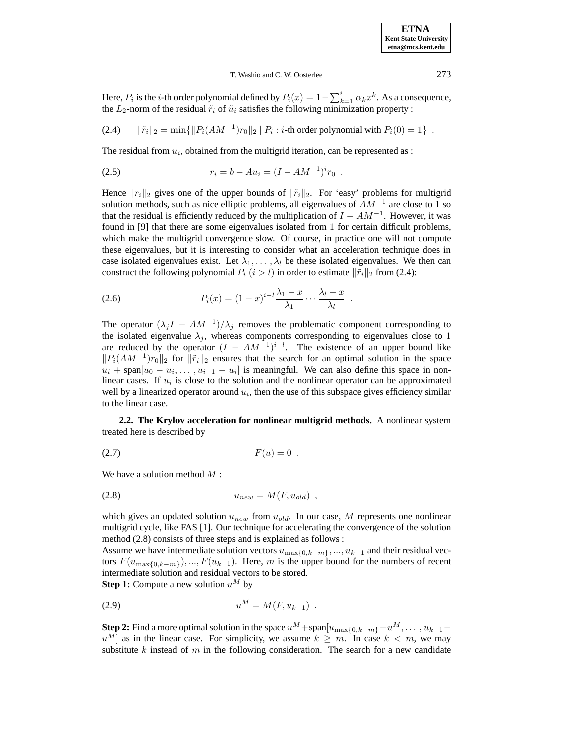Here, $P_i$ is the $i$-th order polynomial defined by $P_i(x) = 1 - \sum_{k=1}^{i} \alpha_k x^k$. As a consequence, the $L_2$-norm of the residual $\tilde{r}_i$ of $\tilde{u}_i$ satisfies the following minimization property :

$$\|\tilde{r}_i\|_2 = \min\{\|P_i(AM^{-1})r_0\|_2 \mid P_i : i\text{-th order polynomial with } P_i(0) = 1\} \ . \tag{2.4}$$

The residual from $u_i$, obtained from the multigrid iteration, can be represented as :

$$r_i = b - Au_i = (I - AM^{-1})^i r_0 \ . \tag{2.5}$$

Hence $\|r_i\|_2$ gives one of the upper bounds of $\|\tilde{r}_i\|_2$. For 'easy' problems for multigrid solution methods, such as nice elliptic problems, all eigenvalues of $AM^{-1}$ are close to 1 so that the residual is efficiently reduced by the multiplication of $I - AM^{-1}$. However, it was found in [9] that there are some eigenvalues isolated from 1 for certain difficult problems, which make the multigrid convergence slow. Of course, in practice one will not compute these eigenvalues, but it is interesting to consider what an acceleration technique does in case isolated eigenvalues exist. Let $\lambda_1, \ldots, \lambda_l$ be these isolated eigenvalues. We then can construct the following polynomial $P_i$ $(i > l)$ in order to estimate $\|\tilde{r}_i\|_2$ from (2.4):

$$P_i(x) = (1 - x)^{i-l} \frac{\lambda_1 - x}{\lambda_1} \cdots \frac{\lambda_l - x}{\lambda_l} \ . \tag{2.6}$$

The operator $(\lambda_j I - AM^{-1})/\lambda_j$ removes the problematic component corresponding to the isolated eigenvalue $\lambda_j$, whereas components corresponding to eigenvalues close to 1 are reduced by the operator $(I - AM^{-1})^{i-l}$. The existence of an upper bound like $\|P_i(AM^{-1})r_0\|_2$ for $\|\tilde{r}_i\|_2$ ensures that the search for an optimal solution in the space $u_i + \text{span}[u_0 - u_i, \ldots, u_{i-1} - u_i]$ is meaningful. We can also define this space in nonlinear cases. If $u_i$ is close to the solution and the nonlinear operator can be approximated well by a linearized operator around $u_i$, then the use of this subspace gives efficiency similar to the linear case.

**2.2. The Krylov acceleration for nonlinear multigrid methods.** A nonlinear system treated here is described by

$$F(u) = 0 \ . \tag{2.7}$$

We have a solution method $M$ :

$$u_{new} = M(F, u_{old}) \ , \tag{2.8}$$

which gives an updated solution $u_{new}$ from $u_{old}$. In our case, $M$ represents one nonlinear multigrid cycle, like FAS [1]. Our technique for accelerating the convergence of the solution method (2.8) consists of three steps and is explained as follows :

Assume we have intermediate solution vectors $u_{\max\{0,k-m\}}, \ldots, u_{k-1}$ and their residual vectors $F(u_{\max\{0,k-m\}}), \ldots, F(u_{k-1})$. Here, $m$ is the upper bound for the numbers of recent intermediate solution and residual vectors to be stored.

**Step 1:** Compute a new solution $u^M$ by

$$u^M = M(F, u_{k-1}) \ . \tag{2.9}$$

**Step 2:** Find a more optimal solution in the space $u^M + \text{span}[u_{\max\{0,k-m\}} - u^M, \ldots, u_{k-1} - u^M]$ as in the linear case. For simplicity, we assume $k \geq m$. In case $k < m$, we may substitute $k$ instead of $m$ in the following consideration. The search for a new candidate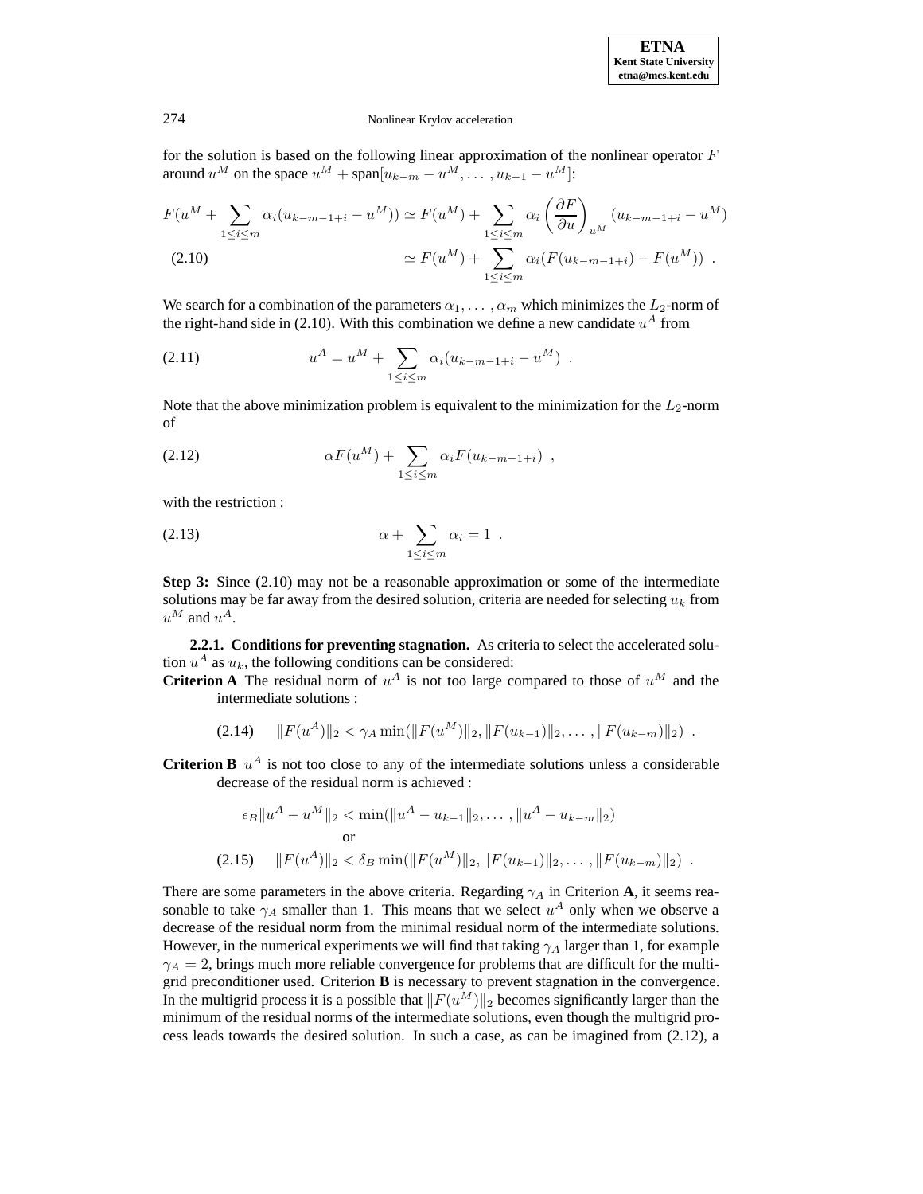for the solution is based on the following linear approximation of the nonlinear operator $F$ around $u^M$ on the space $u^M + \text{span}[u_{k-m} - u^M, \ldots, u_{k-1} - u^M]$:

$$
\begin{aligned}
F(u^M + \sum_{1\le i\le m} \alpha_i (u_{k-m-1+i} - u^M)) &\simeq F(u^M) + \sum_{1\le i\le m} \alpha_i \left(\frac{\partial F}{\partial u}\right)_{u^M} (u_{k-m-1+i} - u^M) \\
&\simeq F(u^M) + \sum_{1\le i\le m} \alpha_i (F(u_{k-m-1+i}) - F(u^M)) \ . 
\end{aligned}
\tag{2.10}
$$

We search for a combination of the parameters $\alpha_1, \ldots, \alpha_m$ which minimizes the $L_2$-norm of the right-hand side in (2.10). With this combination we define a new candidate $u^A$ from

$$
u^A = u^M + \sum_{1\le i\le m} \alpha_i (u_{k-m-1+i} - u^M) \ . \tag{2.11}
$$

Note that the above minimization problem is equivalent to the minimization for the $L_2$-norm of

$$
\alpha F(u^M) + \sum_{1\le i\le m} \alpha_i F(u_{k-m-1+i}) \ , \tag{2.12}
$$

with the restriction :

$$
\alpha + \sum_{1\le i\le m} \alpha_i = 1 \ . \tag{2.13}
$$

**Step 3:** Since (2.10) may not be a reasonable approximation or some of the intermediate solutions may be far away from the desired solution, criteria are needed for selecting $u_k$ from $u^M$ and $u^A$.

**2.2.1. Conditions for preventing stagnation.** As criteria to select the accelerated solution $u^A$ as $u_k$, the following conditions can be considered:

**Criterion A** The residual norm of $u^A$ is not too large compared to those of $u^M$ and the intermediate solutions :

$$
\|F(u^A)\|_2 < \gamma_A \min(\|F(u^M)\|_2, \|F(u_{k-1})\|_2, \ldots, \|F(u_{k-m})\|_2) \ . \tag{2.14}
$$

**Criterion B** $u^A$ is not too close to any of the intermediate solutions unless a considerable decrease of the residual norm is achieved :

$$
\epsilon_B \|u^A - u^M\|_2 < \min(\|u^A - u_{k-1}\|_2, \ldots, \|u^A - u_{k-m}\|_2)
$$

or

$$
\|F(u^A)\|_2 < \delta_B \min(\|F(u^M)\|_2, \|F(u_{k-1})\|_2, \ldots, \|F(u_{k-m})\|_2) \ . \tag{2.15}
$$

There are some parameters in the above criteria. Regarding $\gamma_A$ in Criterion **A**, it seems reasonable to take $\gamma_A$ smaller than 1. This means that we select $u^A$ only when we observe a decrease of the residual norm from the minimal residual norm of the intermediate solutions. However, in the numerical experiments we will find that taking $\gamma_A$ larger than 1, for example $\gamma_A = 2$, brings much more reliable convergence for problems that are difficult for the multigrid preconditioner used. Criterion **B** is necessary to prevent stagnation in the convergence. In the multigrid process it is a possible that $\|F(u^M)\|_2$ becomes significantly larger than the minimum of the residual norms of the intermediate solutions, even though the multigrid process leads towards the desired solution. In such a case, as can be imagined from (2.12), a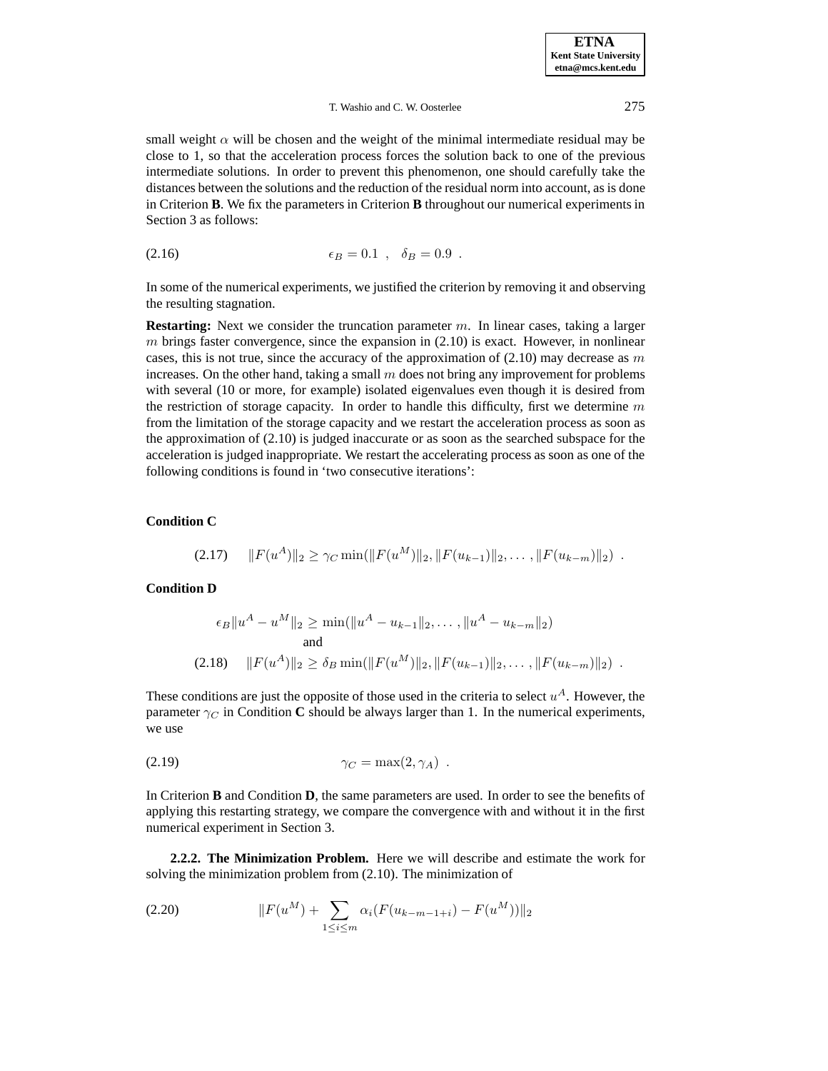small weight $\alpha$ will be chosen and the weight of the minimal intermediate residual may be close to 1, so that the acceleration process forces the solution back to one of the previous intermediate solutions. In order to prevent this phenomenon, one should carefully take the distances between the solutions and the reduction of the residual norm into account, as is done in Criterion **B**. We fix the parameters in Criterion **B** throughout our numerical experiments in Section 3 as follows:

$$\epsilon_B = 0.1 \ , \quad \delta_B = 0.9 \ . \tag{2.16}$$

In some of the numerical experiments, we justified the criterion by removing it and observing the resulting stagnation.

**Restarting:** Next we consider the truncation parameter $m$. In linear cases, taking a larger $m$ brings faster convergence, since the expansion in (2.10) is exact. However, in nonlinear cases, this is not true, since the accuracy of the approximation of (2.10) may decrease as $m$ increases. On the other hand, taking a small $m$ does not bring any improvement for problems with several (10 or more, for example) isolated eigenvalues even though it is desired from the restriction of storage capacity. In order to handle this difficulty, first we determine $m$ from the limitation of the storage capacity and we restart the acceleration process as soon as the approximation of (2.10) is judged inaccurate or as soon as the searched subspace for the acceleration is judged inappropriate. We restart the accelerating process as soon as one of the following conditions is found in 'two consecutive iterations':

**Condition C**

$$\|F(u^A)\|_2 \geq \gamma_C \min(\|F(u^M)\|_2, \|F(u_{k-1})\|_2, \ldots, \|F(u_{k-m})\|_2) \ . \tag{2.17}$$

**Condition D**

$$\epsilon_B \|u^A - u^M\|_2 \geq \min(\|u^A - u_{k-1}\|_2, \ldots, \|u^A - u_{k-m}\|_2)$$
$$\text{and}$$
$$\|F(u^A)\|_2 \geq \delta_B \min(\|F(u^M)\|_2, \|F(u_{k-1})\|_2, \ldots, \|F(u_{k-m})\|_2) \ . \tag{2.18}$$

These conditions are just the opposite of those used in the criteria to select $u^A$. However, the parameter $\gamma_C$ in Condition **C** should be always larger than 1. In the numerical experiments, we use

$$\gamma_C = \max(2, \gamma_A) \ . \tag{2.19}$$

In Criterion **B** and Condition **D**, the same parameters are used. In order to see the benefits of applying this restarting strategy, we compare the convergence with and without it in the first numerical experiment in Section 3.

**2.2.2. The Minimization Problem.** Here we will describe and estimate the work for solving the minimization problem from (2.10). The minimization of

$$\|F(u^M) + \sum_{1 \leq i \leq m} \alpha_i (F(u_{k-m-1+i}) - F(u^M))\|_2 \tag{2.20}$$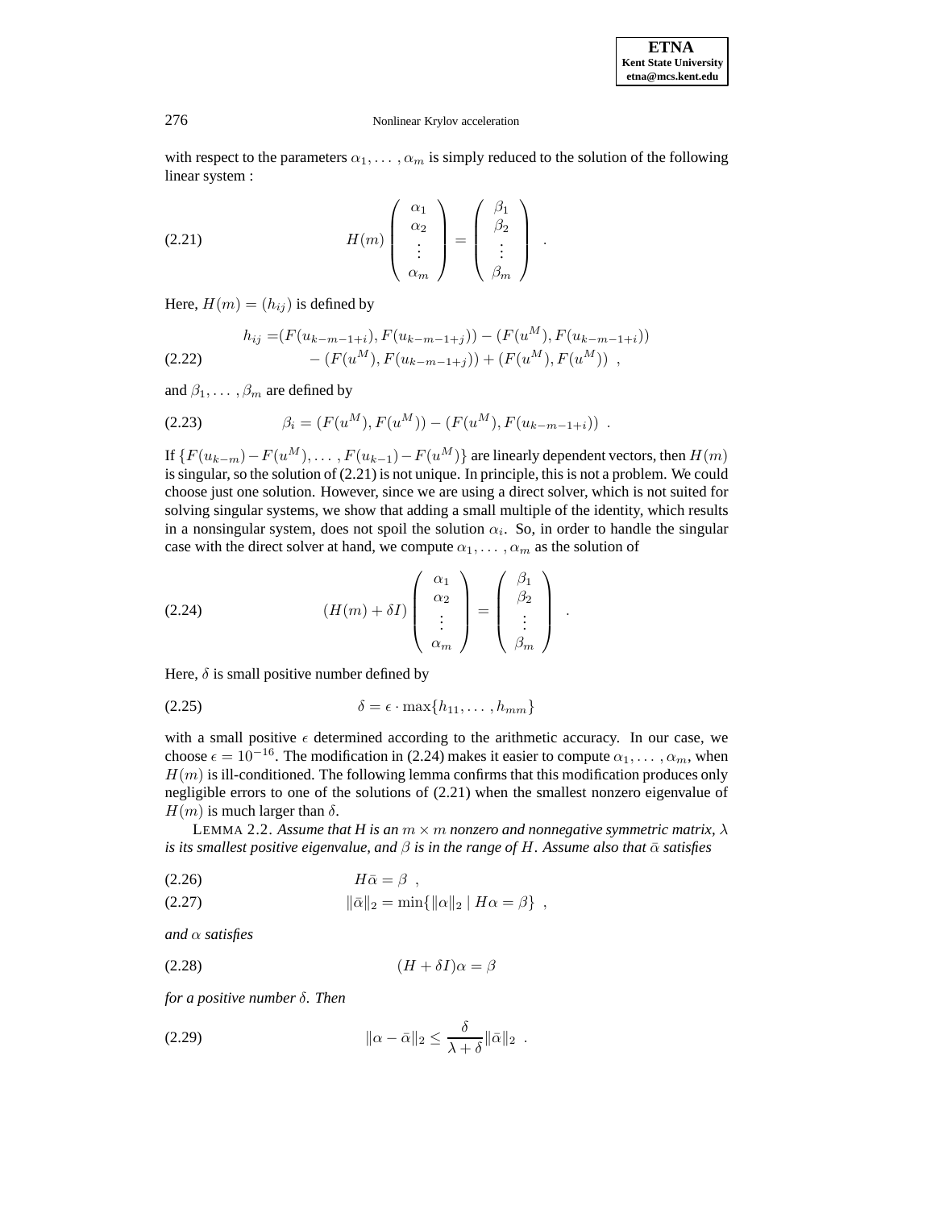with respect to the parameters $\alpha_1, \ldots, \alpha_m$ is simply reduced to the solution of the following linear system :

$$
H(m) \begin{pmatrix} \alpha_1 \\ \alpha_2 \\ \vdots \\ \alpha_m \end{pmatrix} = \begin{pmatrix} \beta_1 \\ \beta_2 \\ \vdots \\ \beta_m \end{pmatrix} . \tag{2.21}
$$

Here, $H(m) = (h_{ij})$ is defined by

$$
\begin{aligned}
h_{ij} =& (F(u_{k-m-1+i}), F(u_{k-m-1+j})) - (F(u^M), F(u_{k-m-1+i})) \\
& - (F(u^M), F(u_{k-m-1+j})) + (F(u^M), F(u^M)) \ ,
\end{aligned} \tag{2.22}
$$

and $\beta_1, \ldots, \beta_m$ are defined by

$$
\beta_i = (F(u^M), F(u^M)) - (F(u^M), F(u_{k-m-1+i})) \ . \tag{2.23}
$$

If $\{F(u_{k-m}) - F(u^M), \ldots, F(u_{k-1}) - F(u^M)\}$ are linearly dependent vectors, then $H(m)$ is singular, so the solution of (2.21) is not unique. In principle, this is not a problem. We could choose just one solution. However, since we are using a direct solver, which is not suited for solving singular systems, we show that adding a small multiple of the identity, which results in a nonsingular system, does not spoil the solution $\alpha_i$. So, in order to handle the singular case with the direct solver at hand, we compute $\alpha_1, \ldots, \alpha_m$ as the solution of

$$
(H(m) + \delta I) \begin{pmatrix} \alpha_1 \\ \alpha_2 \\ \vdots \\ \alpha_m \end{pmatrix} = \begin{pmatrix} \beta_1 \\ \beta_2 \\ \vdots \\ \beta_m \end{pmatrix} . \tag{2.24}
$$

Here, $\delta$ is small positive number defined by

$$
\delta = \epsilon \cdot \max\{h_{11}, \ldots, h_{mm}\} \tag{2.25}
$$

with a small positive $\epsilon$ determined according to the arithmetic accuracy. In our case, we choose $\epsilon = 10^{-16}$. The modification in (2.24) makes it easier to compute $\alpha_1, \ldots, \alpha_m$, when $H(m)$ is ill-conditioned. The following lemma confirms that this modification produces only negligible errors to one of the solutions of (2.21) when the smallest nonzero eigenvalue of $H(m)$ is much larger than $\delta$.

LEMMA 2.2. *Assume that H is an $m \times m$ nonzero and nonnegative symmetric matrix, $\lambda$ is its smallest positive eigenvalue, and $\beta$ is in the range of $H$. Assume also that $\bar{\alpha}$ satisfies*

$$
H\bar{\alpha} = \beta \ , \tag{2.26}
$$

$$
\|\bar{\alpha}\|_2 = \min\{\|\alpha\|_2 \mid H\alpha = \beta\} \ , \tag{2.27}
$$

*and $\alpha$ satisfies*

$$
(H + \delta I)\alpha = \beta \tag{2.28}
$$

*for a positive number $\delta$. Then*

$$
\|\alpha - \bar{\alpha}\|_2 \le \frac{\delta}{\lambda + \delta} \|\bar{\alpha}\|_2 \ . \tag{2.29}
$$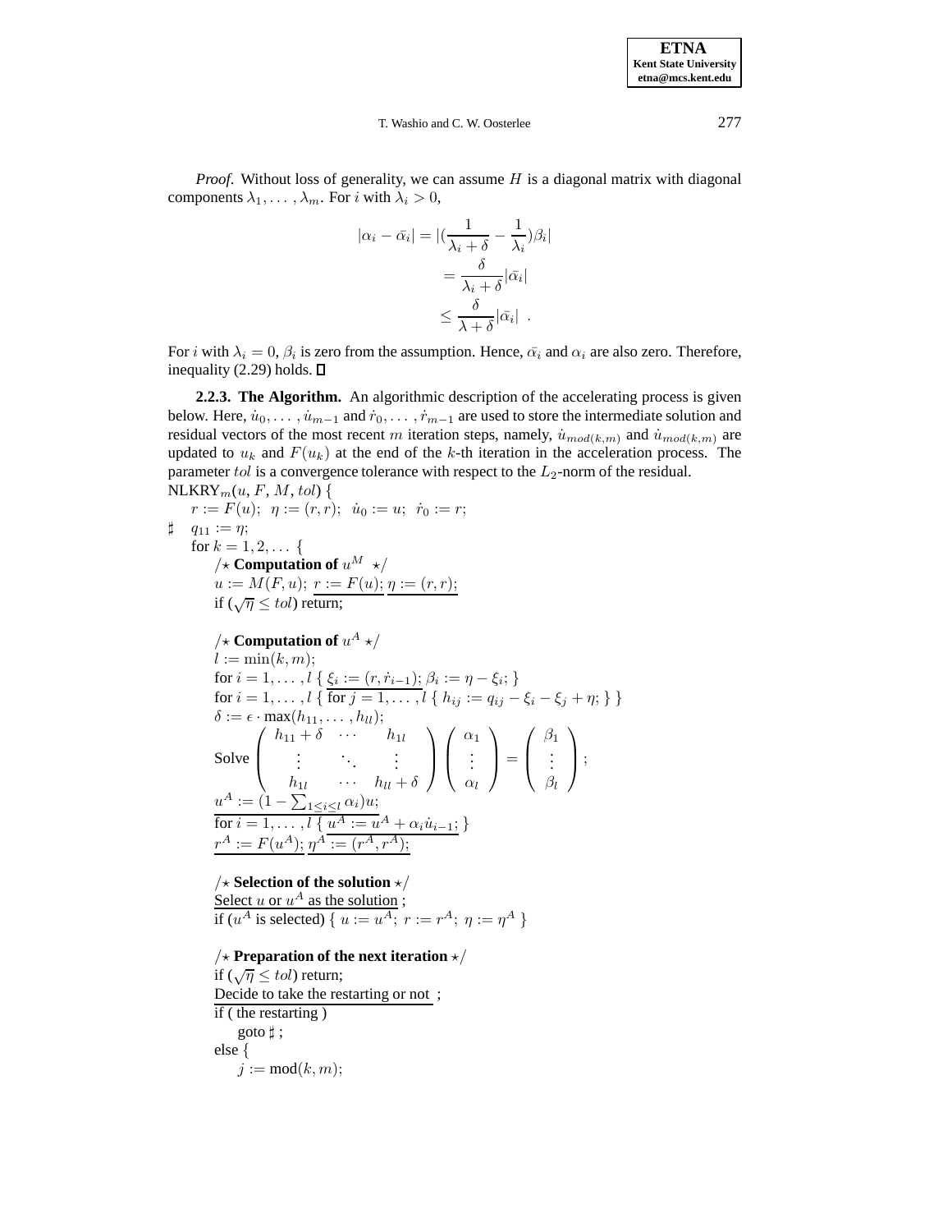*Proof*. Without loss of generality, we can assume $H$ is a diagonal matrix with diagonal components $\lambda_1, \ldots, \lambda_m$. For $i$ with $\lambda_i > 0$,

$$
\begin{aligned}
|\alpha_i - \bar{\alpha}_i| &= |(\frac{1}{\lambda_i + \delta} - \frac{1}{\lambda_i})\beta_i| \\
&= \frac{\delta}{\lambda_i + \delta}|\bar{\alpha}_i| \\
&\leq \frac{\delta}{\lambda + \delta}|\bar{\alpha}_i| \ .
\end{aligned}
$$

For $i$ with $\lambda_i = 0$, $\beta_i$ is zero from the assumption. Hence, $\bar{\alpha}_i$ and $\alpha_i$ are also zero. Therefore, inequality (2.29) holds. □

**2.2.3. The Algorithm.** An algorithmic description of the accelerating process is given below. Here, $\dot{u}_0, \ldots, \dot{u}_{m-1}$ and $\dot{r}_0, \ldots, \dot{r}_{m-1}$ are used to store the intermediate solution and residual vectors of the most recent $m$ iteration steps, namely, $\dot{u}_{mod(k,m)}$ and $\dot{u}_{mod(k,m)}$ are updated to $u_k$ and $F(u_k)$ at the end of the $k$-th iteration in the acceleration process. The parameter $tol$ is a convergence tolerance with respect to the $L_2$-norm of the residual.

NLKRY$_m$($u$, $F$, $M$, $tol$) {

&nbsp;&nbsp;&nbsp;&nbsp;$r := F(u);\ \ \eta := (r, r);\ \ \dot{u}_0 := u;\ \ \dot{r}_0 := r;$

$\sharp$ &nbsp;&nbsp;$q_{11} := \eta;$

&nbsp;&nbsp;&nbsp;&nbsp;for $k = 1, 2, \ldots$ {

&nbsp;&nbsp;&nbsp;&nbsp;&nbsp;&nbsp;&nbsp;&nbsp;/⋆ **Computation of** $u^M$ ⋆/

&nbsp;&nbsp;&nbsp;&nbsp;&nbsp;&nbsp;&nbsp;&nbsp;$u := M(F, u);$ <u>$r := F(u);$</u> <u>$\eta := (r, r);$</u>

&nbsp;&nbsp;&nbsp;&nbsp;&nbsp;&nbsp;&nbsp;&nbsp;if $(\sqrt{\eta} \leq tol)$ return;

&nbsp;&nbsp;&nbsp;&nbsp;&nbsp;&nbsp;&nbsp;&nbsp;/⋆ **Computation of** $u^A$ ⋆/

&nbsp;&nbsp;&nbsp;&nbsp;&nbsp;&nbsp;&nbsp;&nbsp;$l := \min(k, m);$

&nbsp;&nbsp;&nbsp;&nbsp;&nbsp;&nbsp;&nbsp;&nbsp;for $i = 1, \ldots, l$ { <u>$\xi_i := (r, \dot{r}_{i-1});$</u> $\beta_i := \eta - \xi_i;$ }

&nbsp;&nbsp;&nbsp;&nbsp;&nbsp;&nbsp;&nbsp;&nbsp;for $i = 1, \ldots, l$ { <u>for $j = 1, \ldots, l$</u> { $h_{ij} := q_{ij} - \xi_i - \xi_j + \eta;$ } }

&nbsp;&nbsp;&nbsp;&nbsp;&nbsp;&nbsp;&nbsp;&nbsp;$\delta := \epsilon \cdot \max(h_{11}, \ldots, h_{ll});$

&nbsp;&nbsp;&nbsp;&nbsp;&nbsp;&nbsp;&nbsp;&nbsp;Solve
$$
\begin{pmatrix} h_{11} + \delta & \cdots & h_{1l} \\ \vdots & \ddots & \vdots \\ h_{1l} & \cdots & h_{ll} + \delta \end{pmatrix}
\begin{pmatrix} \alpha_1 \\ \vdots \\ \alpha_l \end{pmatrix} =
\begin{pmatrix} \beta_1 \\ \vdots \\ \beta_l \end{pmatrix};
$$

&nbsp;&nbsp;&nbsp;&nbsp;&nbsp;&nbsp;&nbsp;&nbsp;<u>$u^A := (1 - \sum_{1 \leq i \leq l} \alpha_i) u;$</u>

&nbsp;&nbsp;&nbsp;&nbsp;&nbsp;&nbsp;&nbsp;&nbsp;<u>for $i = 1, \ldots, l$ { $u^A := u^A + \alpha_i \dot{u}_{i-1};$</u> }

&nbsp;&nbsp;&nbsp;&nbsp;&nbsp;&nbsp;&nbsp;&nbsp;<u>$r^A := F(u^A);$</u> <u>$\eta^A := (r^A, r^A);$</u>

&nbsp;&nbsp;&nbsp;&nbsp;&nbsp;&nbsp;&nbsp;&nbsp;/⋆ **Selection of the solution** ⋆/

&nbsp;&nbsp;&nbsp;&nbsp;&nbsp;&nbsp;&nbsp;&nbsp;<u>Select $u$ or $u^A$ as the solution</u> ;

&nbsp;&nbsp;&nbsp;&nbsp;&nbsp;&nbsp;&nbsp;&nbsp;if ($u^A$ is selected) { $u := u^A;\ r := r^A;\ \eta := \eta^A$ }

&nbsp;&nbsp;&nbsp;&nbsp;&nbsp;&nbsp;&nbsp;&nbsp;/⋆ **Preparation of the next iteration** ⋆/

&nbsp;&nbsp;&nbsp;&nbsp;&nbsp;&nbsp;&nbsp;&nbsp;if $(\sqrt{\eta} \leq tol)$ return;

&nbsp;&nbsp;&nbsp;&nbsp;&nbsp;&nbsp;&nbsp;&nbsp;<u>Decide to take the restarting or not</u> ;

&nbsp;&nbsp;&nbsp;&nbsp;&nbsp;&nbsp;&nbsp;&nbsp;if ( the restarting )

&nbsp;&nbsp;&nbsp;&nbsp;&nbsp;&nbsp;&nbsp;&nbsp;&nbsp;&nbsp;&nbsp;&nbsp;goto $\sharp$ ;

&nbsp;&nbsp;&nbsp;&nbsp;&nbsp;&nbsp;&nbsp;&nbsp;else {

&nbsp;&nbsp;&nbsp;&nbsp;&nbsp;&nbsp;&nbsp;&nbsp;&nbsp;&nbsp;&nbsp;&nbsp;$j := \text{mod}(k, m);$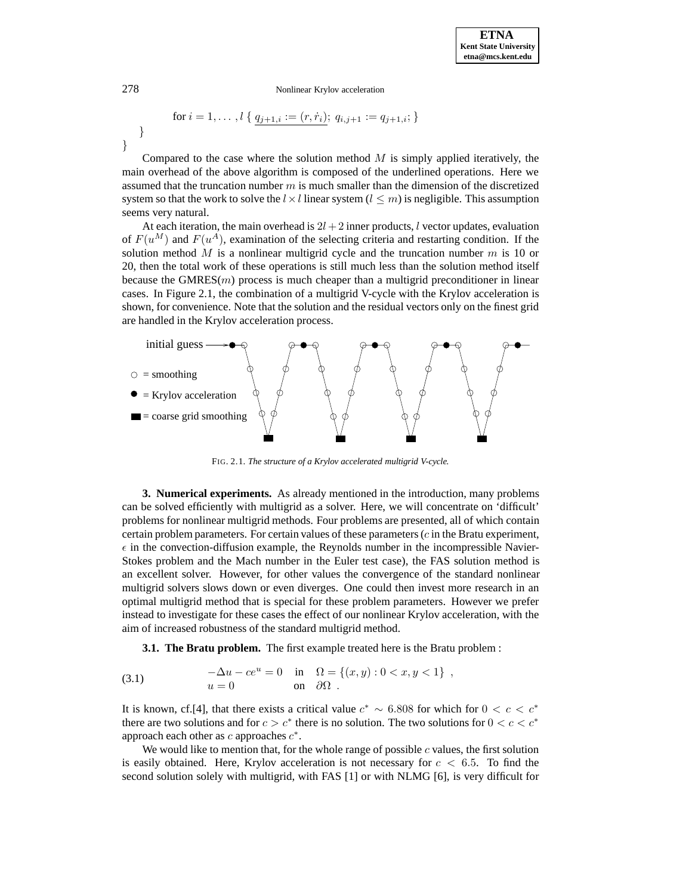for $i = 1, \ldots, l$ { $\underline{q_{j+1,i} := (r, \dot{r}_i)}$; $q_{i,j+1} := q_{j+1,i}$; }
    }
}

Compared to the case where the solution method $M$ is simply applied iteratively, the main overhead of the above algorithm is composed of the underlined operations. Here we assumed that the truncation number $m$ is much smaller than the dimension of the discretized system so that the work to solve the $l \times l$ linear system ($l \le m$) is negligible. This assumption seems very natural.

At each iteration, the main overhead is $2l + 2$ inner products, $l$ vector updates, evaluation of $F(u^M)$ and $F(u^A)$, examination of the selecting criteria and restarting condition. If the solution method $M$ is a nonlinear multigrid cycle and the truncation number $m$ is 10 or 20, then the total work of these operations is still much less than the solution method itself because the GMRES($m$) process is much cheaper than a multigrid preconditioner in linear cases. In Figure 2.1, the combination of a multigrid V-cycle with the Krylov acceleration is shown, for convenience. Note that the solution and the residual vectors only on the finest grid are handled in the Krylov acceleration process.

initial guess

○ = smoothing

● = Krylov acceleration

■ = coarse grid smoothing

FIG. 2.1. *The structure of a Krylov accelerated multigrid V-cycle.*

**3. Numerical experiments.** As already mentioned in the introduction, many problems can be solved efficiently with multigrid as a solver. Here, we will concentrate on 'difficult' problems for nonlinear multigrid methods. Four problems are presented, all of which contain certain problem parameters. For certain values of these parameters ($c$ in the Bratu experiment, $\epsilon$ in the convection-diffusion example, the Reynolds number in the incompressible Navier-Stokes problem and the Mach number in the Euler test case), the FAS solution method is an excellent solver. However, for other values the convergence of the standard nonlinear multigrid solvers slows down or even diverges. One could then invest more research in an optimal multigrid method that is special for these problem parameters. However we prefer instead to investigate for these cases the effect of our nonlinear Krylov acceleration, with the aim of increased robustness of the standard multigrid method.

**3.1. The Bratu problem.** The first example treated here is the Bratu problem :

$$
\begin{array}{lll}
-\Delta u - c e^u = 0 & \text{in} & \Omega = \{(x, y) : 0 < x, y < 1\} \ , \\
u = 0 & \text{on} & \partial\Omega \ .
\end{array}
\tag{3.1}
$$

It is known, cf.[4], that there exists a critical value $c^* \sim 6.808$ for which for $0 < c < c^*$ there are two solutions and for $c > c^*$ there is no solution. The two solutions for $0 < c < c^*$ approach each other as $c$ approaches $c^*$.

We would like to mention that, for the whole range of possible $c$ values, the first solution is easily obtained. Here, Krylov acceleration is not necessary for $c < 6.5$. To find the second solution solely with multigrid, with FAS [1] or with NLMG [6], is very difficult for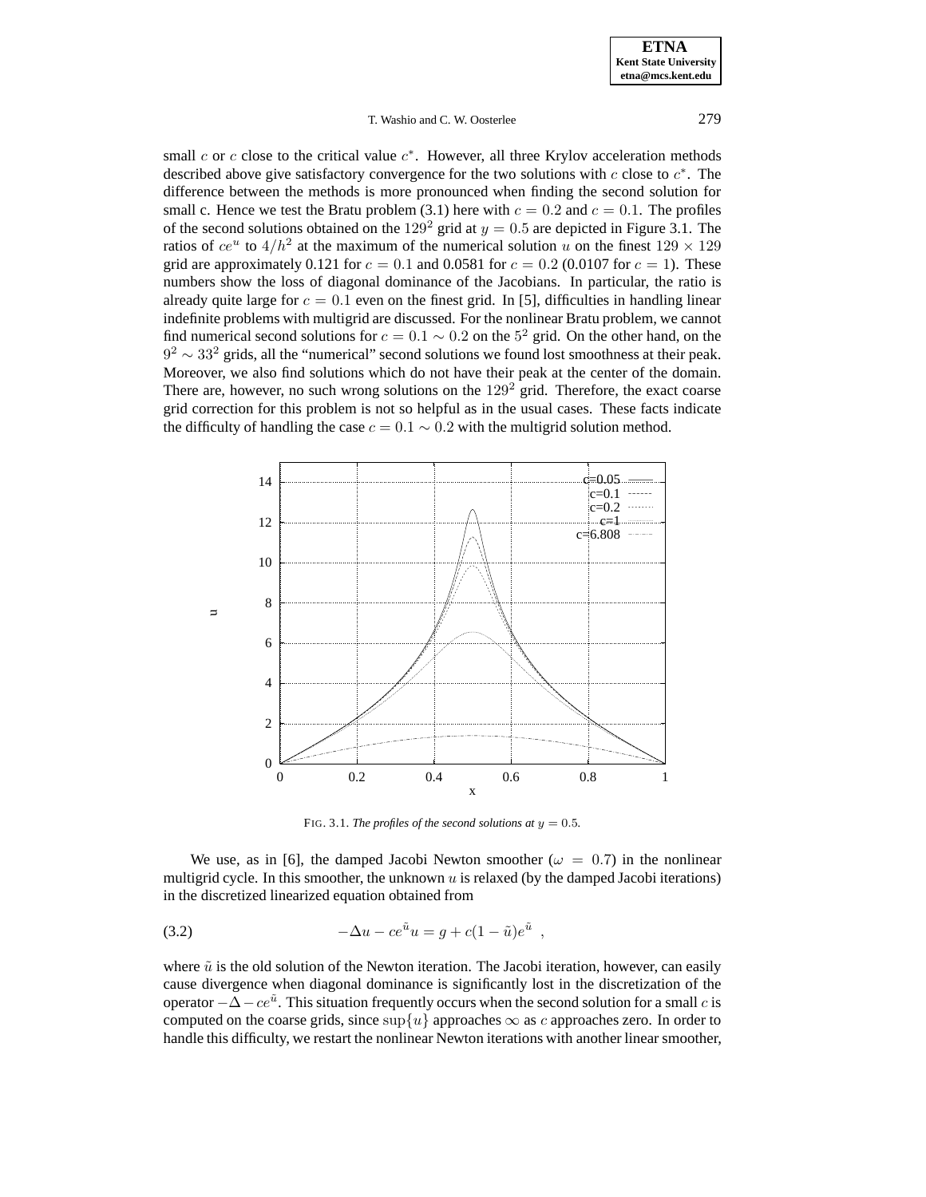small $c$ or $c$ close to the critical value $c^*$. However, all three Krylov acceleration methods described above give satisfactory convergence for the two solutions with $c$ close to $c^*$. The difference between the methods is more pronounced when finding the second solution for small c. Hence we test the Bratu problem (3.1) here with $c = 0.2$ and $c = 0.1$. The profiles of the second solutions obtained on the $129^2$ grid at $y = 0.5$ are depicted in Figure 3.1. The ratios of $ce^u$ to $4/h^2$ at the maximum of the numerical solution $u$ on the finest $129 \times 129$ grid are approximately 0.121 for $c = 0.1$ and 0.0581 for $c = 0.2$ (0.0107 for $c = 1$). These numbers show the loss of diagonal dominance of the Jacobians. In particular, the ratio is already quite large for $c = 0.1$ even on the finest grid. In [5], difficulties in handling linear indefinite problems with multigrid are discussed. For the nonlinear Bratu problem, we cannot find numerical second solutions for $c = 0.1 \sim 0.2$ on the $5^2$ grid. On the other hand, on the $9^2 \sim 33^2$ grids, all the "numerical" second solutions we found lost smoothness at their peak. Moreover, we also find solutions which do not have their peak at the center of the domain. There are, however, no such wrong solutions on the $129^2$ grid. Therefore, the exact coarse grid correction for this problem is not so helpful as in the usual cases. These facts indicate the difficulty of handling the case $c = 0.1 \sim 0.2$ with the multigrid solution method.

FIG. 3.1. *The profiles of the second solutions at $y = 0.5$.*

We use, as in [6], the damped Jacobi Newton smoother ($\omega = 0.7$) in the nonlinear multigrid cycle. In this smoother, the unknown $u$ is relaxed (by the damped Jacobi iterations) in the discretized linearized equation obtained from

$$
-\Delta u - ce^{\tilde{u}} u = g + c(1 - \tilde{u})e^{\tilde{u}} \ , \tag{3.2}
$$

where $\tilde{u}$ is the old solution of the Newton iteration. The Jacobi iteration, however, can easily cause divergence when diagonal dominance is significantly lost in the discretization of the operator $-\Delta - ce^{\tilde{u}}$. This situation frequently occurs when the second solution for a small $c$ is computed on the coarse grids, since $\sup\{u\}$ approaches $\infty$ as $c$ approaches zero. In order to handle this difficulty, we restart the nonlinear Newton iterations with another linear smoother,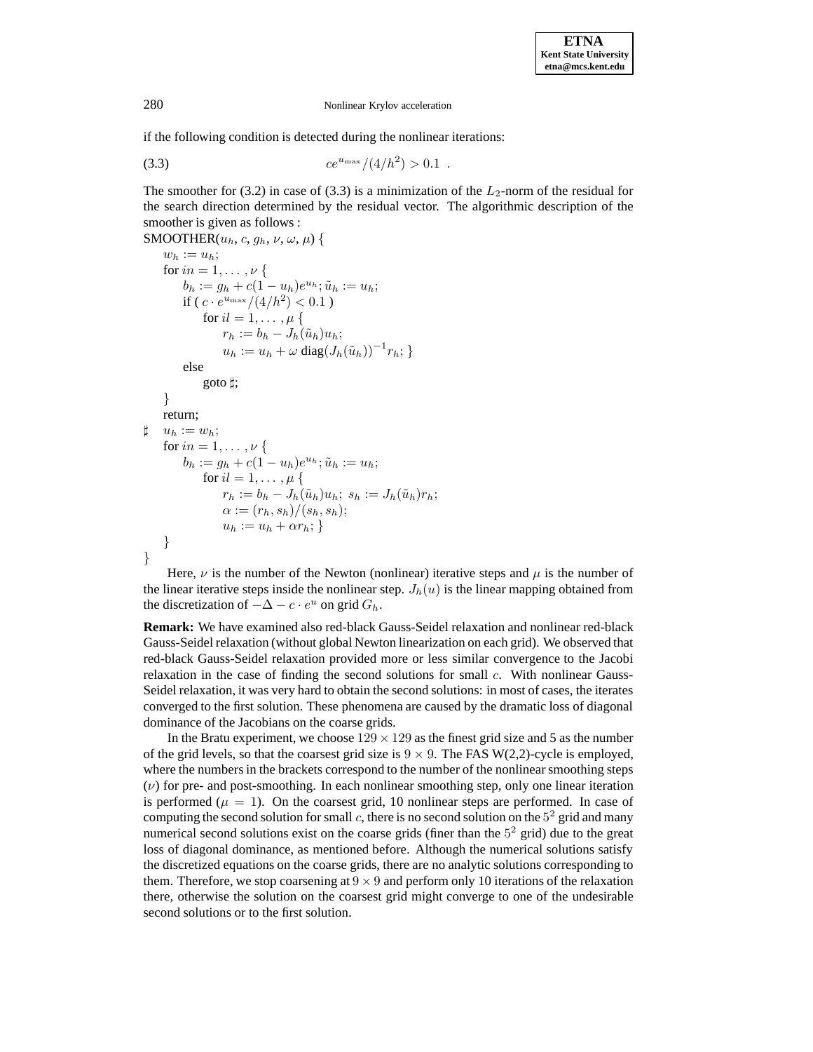if the following condition is detected during the nonlinear iterations:

$$ce^{u_{\max}}/(4/h^2) > 0.1 \quad . \tag{3.3}$$

The smoother for (3.2) in case of (3.3) is a minimization of the $L_2$-norm of the residual for the search direction determined by the residual vector. The algorithmic description of the smoother is given as follows :

```
SMOOTHER(u_h, c, g_h, ν, ω, μ) {
    w_h := u_h;
    for in = 1, ... , ν {
        b_h := g_h + c(1 − u_h)e^{u_h}; ũ_h := u_h;
        if ( c · e^{u_max}/(4/h^2) < 0.1 )
            for il = 1, ... , μ {
                r_h := b_h − J_h(ũ_h)u_h;
                u_h := u_h + ω diag(J_h(ũ_h))^{−1} r_h; }
        else
            goto ♯;
    }
    return;
♯   u_h := w_h;
    for in = 1, ... , ν {
        b_h := g_h + c(1 − u_h)e^{u_h}; ũ_h := u_h;
            for il = 1, ... , μ {
                r_h := b_h − J_h(ũ_h)u_h; s_h := J_h(ũ_h)r_h;
                α := (r_h, s_h)/(s_h, s_h);
                u_h := u_h + α r_h; }
    }
}
```

Here, $\nu$ is the number of the Newton (nonlinear) iterative steps and $\mu$ is the number of the linear iterative steps inside the nonlinear step. $J_h(u)$ is the linear mapping obtained from the discretization of $-\Delta - c \cdot e^u$ on grid $G_h$.

**Remark:** We have examined also red-black Gauss-Seidel relaxation and nonlinear red-black Gauss-Seidel relaxation (without global Newton linearization on each grid). We observed that red-black Gauss-Seidel relaxation provided more or less similar convergence to the Jacobi relaxation in the case of finding the second solutions for small $c$. With nonlinear Gauss-Seidel relaxation, it was very hard to obtain the second solutions: in most of cases, the iterates converged to the first solution. These phenomena are caused by the dramatic loss of diagonal dominance of the Jacobians on the coarse grids.

In the Bratu experiment, we choose $129 \times 129$ as the finest grid size and 5 as the number of the grid levels, so that the coarsest grid size is $9 \times 9$. The FAS W(2,2)-cycle is employed, where the numbers in the brackets correspond to the number of the nonlinear smoothing steps ($\nu$) for pre- and post-smoothing. In each nonlinear smoothing step, only one linear iteration is performed ($\mu = 1$). On the coarsest grid, 10 nonlinear steps are performed. In case of computing the second solution for small $c$, there is no second solution on the $5^2$ grid and many numerical second solutions exist on the coarse grids (finer than the $5^2$ grid) due to the great loss of diagonal dominance, as mentioned before. Although the numerical solutions satisfy the discretized equations on the coarse grids, there are no analytic solutions corresponding to them. Therefore, we stop coarsening at $9 \times 9$ and perform only 10 iterations of the relaxation there, otherwise the solution on the coarsest grid might converge to one of the undesirable second solutions or to the first solution.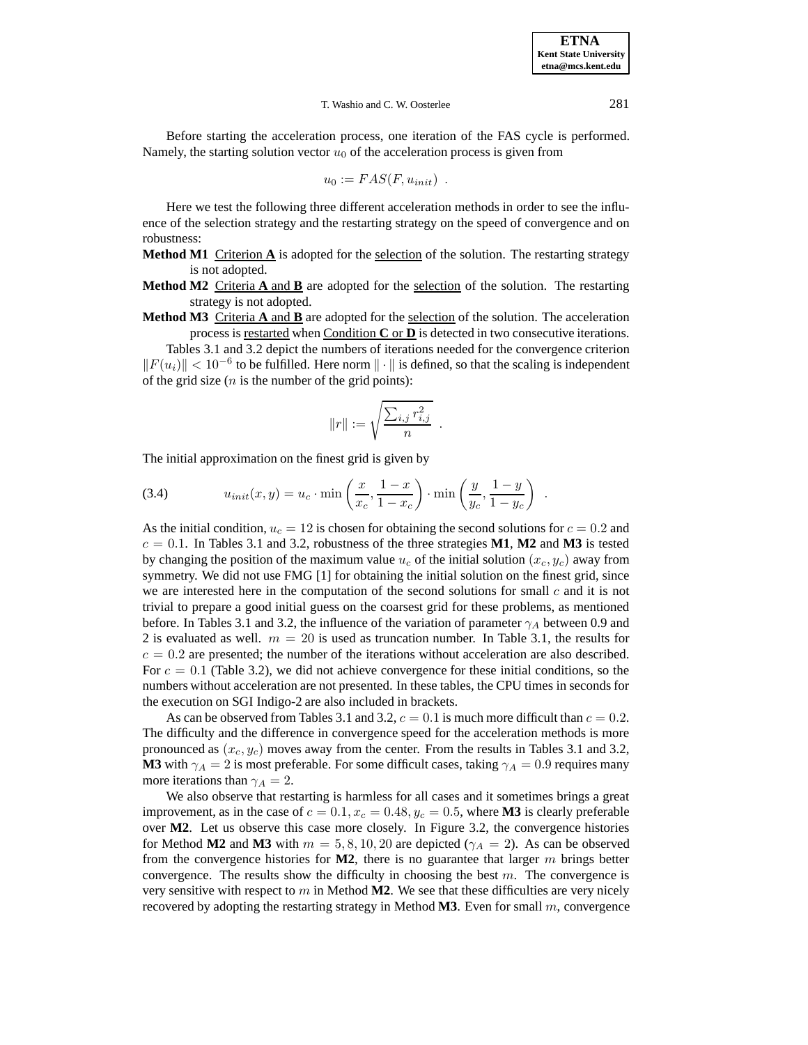Before starting the acceleration process, one iteration of the FAS cycle is performed. Namely, the starting solution vector $u_0$ of the acceleration process is given from

$$u_0 := FAS(F, u_{init}) \ .$$

Here we test the following three different acceleration methods in order to see the influence of the selection strategy and the restarting strategy on the speed of convergence and on robustness:

**Method M1** Criterion **A** is adopted for the selection of the solution. The restarting strategy is not adopted.

**Method M2** Criteria **A** and **B** are adopted for the selection of the solution. The restarting strategy is not adopted.

**Method M3** Criteria **A** and **B** are adopted for the selection of the solution. The acceleration process is restarted when Condition **C** or **D** is detected in two consecutive iterations.

Tables 3.1 and 3.2 depict the numbers of iterations needed for the convergence criterion $\|F(u_i)\| < 10^{-6}$ to be fulfilled. Here norm $\|\cdot\|$ is defined, so that the scaling is independent of the grid size ($n$ is the number of the grid points):

$$\|r\| := \sqrt{\frac{\sum_{i,j} r_{i,j}^2}{n}} \ .$$

The initial approximation on the finest grid is given by

$$u_{init}(x, y) = u_c \cdot \min\left(\frac{x}{x_c}, \frac{1-x}{1-x_c}\right) \cdot \min\left(\frac{y}{y_c}, \frac{1-y}{1-y_c}\right) \ . \tag{3.4}$$

As the initial condition, $u_c = 12$ is chosen for obtaining the second solutions for $c = 0.2$ and $c = 0.1$. In Tables 3.1 and 3.2, robustness of the three strategies **M1**, **M2** and **M3** is tested by changing the position of the maximum value $u_c$ of the initial solution $(x_c, y_c)$ away from symmetry. We did not use FMG [1] for obtaining the initial solution on the finest grid, since we are interested here in the computation of the second solutions for small $c$ and it is not trivial to prepare a good initial guess on the coarsest grid for these problems, as mentioned before. In Tables 3.1 and 3.2, the influence of the variation of parameter $\gamma_A$ between 0.9 and 2 is evaluated as well. $m = 20$ is used as truncation number. In Table 3.1, the results for $c = 0.2$ are presented; the number of the iterations without acceleration are also described. For $c = 0.1$ (Table 3.2), we did not achieve convergence for these initial conditions, so the numbers without acceleration are not presented. In these tables, the CPU times in seconds for the execution on SGI Indigo-2 are also included in brackets.

As can be observed from Tables 3.1 and 3.2, $c = 0.1$ is much more difficult than $c = 0.2$. The difficulty and the difference in convergence speed for the acceleration methods is more pronounced as $(x_c, y_c)$ moves away from the center. From the results in Tables 3.1 and 3.2, **M3** with $\gamma_A = 2$ is most preferable. For some difficult cases, taking $\gamma_A = 0.9$ requires many more iterations than $\gamma_A = 2$.

We also observe that restarting is harmless for all cases and it sometimes brings a great improvement, as in the case of $c = 0.1, x_c = 0.48, y_c = 0.5$, where **M3** is clearly preferable over **M2**. Let us observe this case more closely. In Figure 3.2, the convergence histories for Method **M2** and **M3** with $m = 5, 8, 10, 20$ are depicted ($\gamma_A = 2$). As can be observed from the convergence histories for **M2**, there is no guarantee that larger $m$ brings better convergence. The results show the difficulty in choosing the best $m$. The convergence is very sensitive with respect to $m$ in Method **M2**. We see that these difficulties are very nicely recovered by adopting the restarting strategy in Method **M3**. Even for small $m$, convergence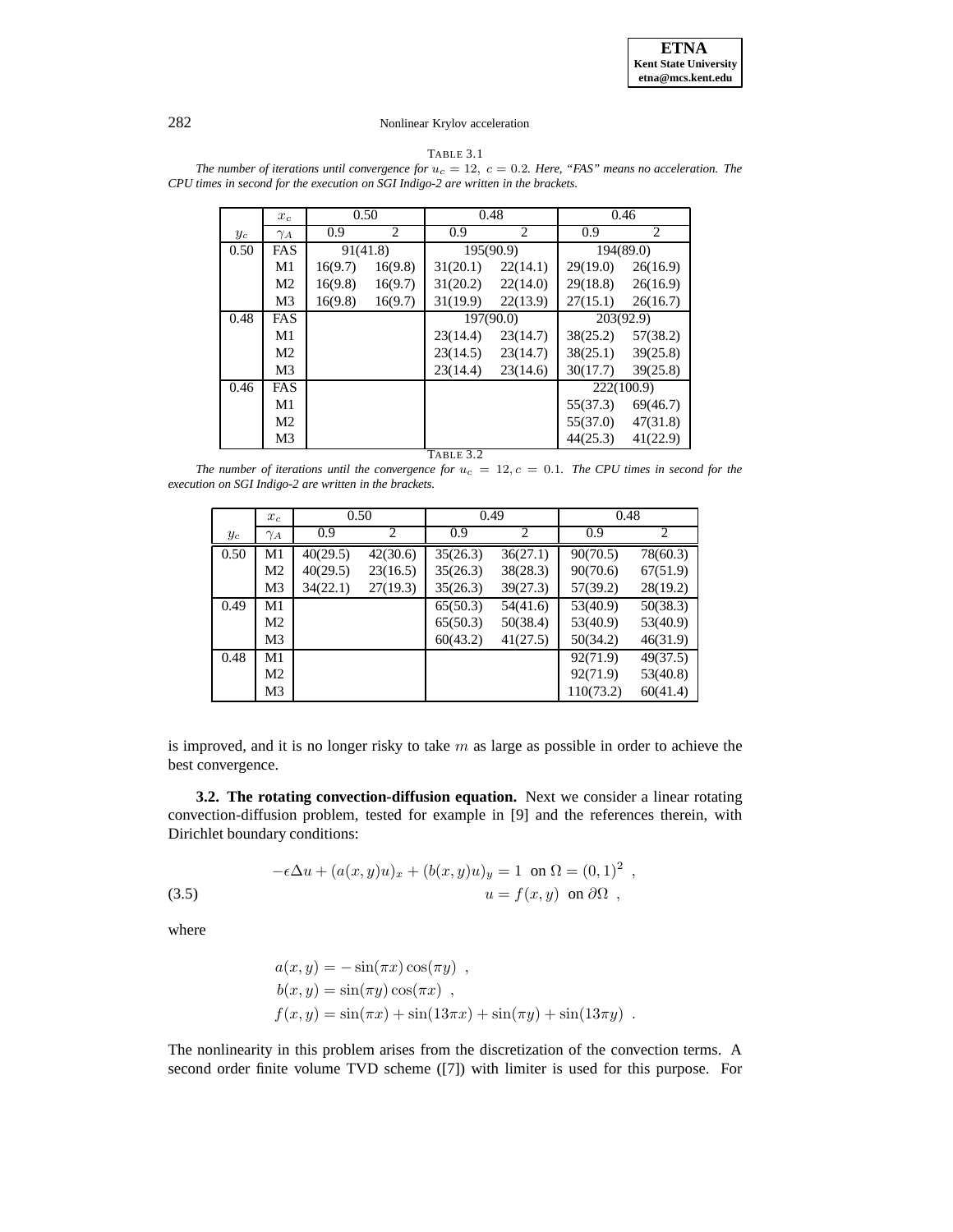TABLE 3.1
*The number of iterations until convergence for $u_c = 12,\ c = 0.2$. Here, "FAS" means no acceleration. The CPU times in second for the execution on SGI Indigo-2 are written in the brackets.*

| | $x_c$ | 0.50 | | 0.48 | | 0.46 | |
|---|---|---|---|---|---|---|---|
| $y_c$ | $\gamma_A$ | 0.9 | 2 | 0.9 | 2 | 0.9 | 2 |
| 0.50 | FAS | 91(41.8) | | 195(90.9) | | 194(89.0) | |
| | M1 | 16(9.7) | 16(9.8) | 31(20.1) | 22(14.1) | 29(19.0) | 26(16.9) |
| | M2 | 16(9.8) | 16(9.7) | 31(20.2) | 22(14.0) | 29(18.8) | 26(16.9) |
| | M3 | 16(9.8) | 16(9.7) | 31(19.9) | 22(13.9) | 27(15.1) | 26(16.7) |
| 0.48 | FAS | | | 197(90.0) | | 203(92.9) | |
| | M1 | | | 23(14.4) | 23(14.7) | 38(25.2) | 57(38.2) |
| | M2 | | | 23(14.5) | 23(14.7) | 38(25.1) | 39(25.8) |
| | M3 | | | 23(14.4) | 23(14.6) | 30(17.7) | 39(25.8) |
| 0.46 | FAS | | | | | 222(100.9) | |
| | M1 | | | | | 55(37.3) | 69(46.7) |
| | M2 | | | | | 55(37.0) | 47(31.8) |
| | M3 | | | | | 44(25.3) | 41(22.9) |

TABLE 3.2
*The number of iterations until the convergence for $u_c = 12, c = 0.1$. The CPU times in second for the execution on SGI Indigo-2 are written in the brackets.*

| | $x_c$ | 0.50 | | 0.49 | | 0.48 | |
|---|---|---|---|---|---|---|---|
| $y_c$ | $\gamma_A$ | 0.9 | 2 | 0.9 | 2 | 0.9 | 2 |
| 0.50 | M1 | 40(29.5) | 42(30.6) | 35(26.3) | 36(27.1) | 90(70.5) | 78(60.3) |
| | M2 | 40(29.5) | 23(16.5) | 35(26.3) | 38(28.3) | 90(70.6) | 67(51.9) |
| | M3 | 34(22.1) | 27(19.3) | 35(26.3) | 39(27.3) | 57(39.2) | 28(19.2) |
| 0.49 | M1 | | | 65(50.3) | 54(41.6) | 53(40.9) | 50(38.3) |
| | M2 | | | 65(50.3) | 50(38.4) | 53(40.9) | 53(40.9) |
| | M3 | | | 60(43.2) | 41(27.5) | 50(34.2) | 46(31.9) |
| 0.48 | M1 | | | | | 92(71.9) | 49(37.5) |
| | M2 | | | | | 92(71.9) | 53(40.8) |
| | M3 | | | | | 110(73.2) | 60(41.4) |

is improved, and it is no longer risky to take $m$ as large as possible in order to achieve the best convergence.

**3.2. The rotating convection-diffusion equation.** Next we consider a linear rotating convection-diffusion problem, tested for example in [9] and the references therein, with Dirichlet boundary conditions:

$$
\begin{aligned}
-\epsilon\Delta u + (a(x,y)u)_x + (b(x,y)u)_y &= 1 \quad \text{on } \Omega = (0,1)^2 \ , \\
u &= f(x,y) \quad \text{on } \partial\Omega \ ,
\end{aligned}
\tag{3.5}
$$

where

$$
\begin{aligned}
a(x,y) &= -\sin(\pi x)\cos(\pi y) \ , \\
b(x,y) &= \sin(\pi y)\cos(\pi x) \ , \\
f(x,y) &= \sin(\pi x) + \sin(13\pi x) + \sin(\pi y) + \sin(13\pi y) \ .
\end{aligned}
$$

The nonlinearity in this problem arises from the discretization of the convection terms. A second order finite volume TVD scheme ([7]) with limiter is used for this purpose. For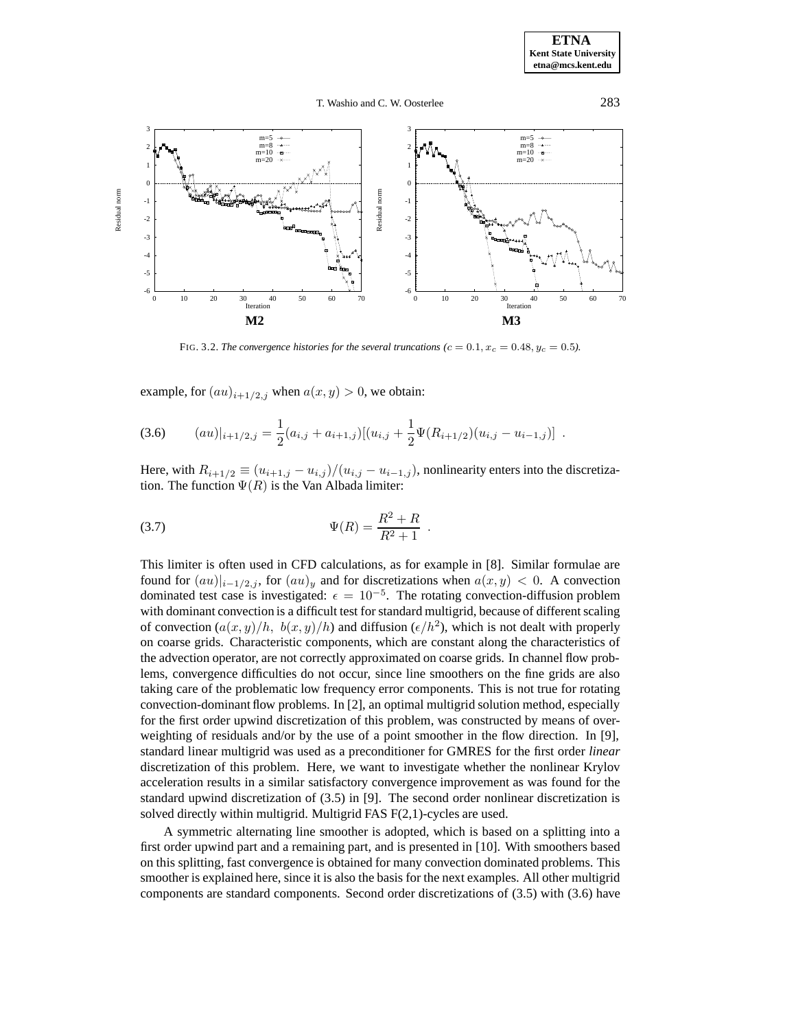FIG. 3.2. *The convergence histories for the several truncations ($c = 0.1, x_c = 0.48, y_c = 0.5$).*

example, for $(au)_{i+1/2,j}$ when $a(x,y) > 0$, we obtain:

$$(au)|_{i+1/2,j} = \frac{1}{2}(a_{i,j} + a_{i+1,j})[(u_{i,j} + \frac{1}{2}\Psi(R_{i+1/2})(u_{i,j} - u_{i-1,j})] \quad . \tag{3.6}$$

Here, with $R_{i+1/2} \equiv (u_{i+1,j} - u_{i,j})/(u_{i,j} - u_{i-1,j})$, nonlinearity enters into the discretization. The function $\Psi(R)$ is the Van Albada limiter:

$$\Psi(R) = \frac{R^2 + R}{R^2 + 1} \quad . \tag{3.7}$$

This limiter is often used in CFD calculations, as for example in [8]. Similar formulae are found for $(au)|_{i-1/2,j}$, for $(au)_y$ and for discretizations when $a(x,y) < 0$. A convection dominated test case is investigated: $\epsilon = 10^{-5}$. The rotating convection-diffusion problem with dominant convection is a difficult test for standard multigrid, because of different scaling of convection ($a(x,y)/h,\ b(x,y)/h$) and diffusion ($\epsilon/h^2$), which is not dealt with properly on coarse grids. Characteristic components, which are constant along the characteristics of the advection operator, are not correctly approximated on coarse grids. In channel flow problems, convergence difficulties do not occur, since line smoothers on the fine grids are also taking care of the problematic low frequency error components. This is not true for rotating convection-dominant flow problems. In [2], an optimal multigrid solution method, especially for the first order upwind discretization of this problem, was constructed by means of overweighting of residuals and/or by the use of a point smoother in the flow direction. In [9], standard linear multigrid was used as a preconditioner for GMRES for the first order *linear* discretization of this problem. Here, we want to investigate whether the nonlinear Krylov acceleration results in a similar satisfactory convergence improvement as was found for the standard upwind discretization of (3.5) in [9]. The second order nonlinear discretization is solved directly within multigrid. Multigrid FAS F(2,1)-cycles are used.

A symmetric alternating line smoother is adopted, which is based on a splitting into a first order upwind part and a remaining part, and is presented in [10]. With smoothers based on this splitting, fast convergence is obtained for many convection dominated problems. This smoother is explained here, since it is also the basis for the next examples. All other multigrid components are standard components. Second order discretizations of (3.5) with (3.6) have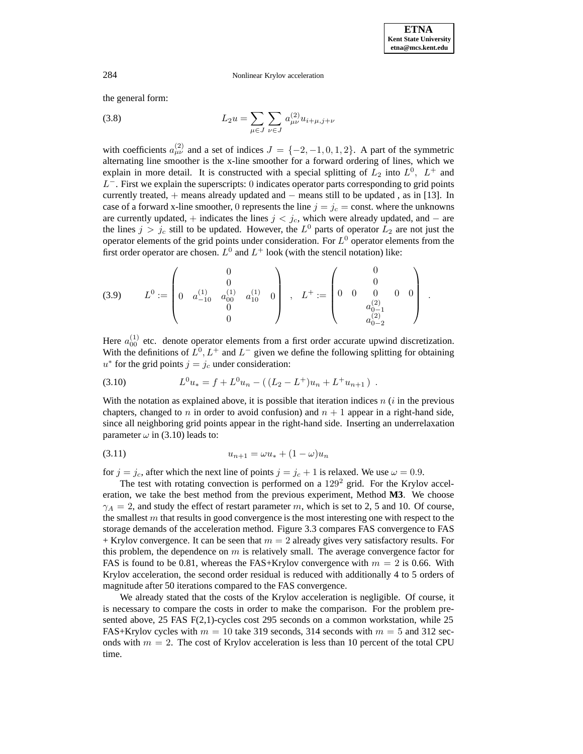the general form:

$$L_2 u = \sum_{\mu \in J} \sum_{\nu \in J} a^{(2)}_{\mu\nu} u_{i+\mu, j+\nu} \tag{3.8}$$

with coefficients $a^{(2)}_{\mu\nu}$ and a set of indices $J = \{-2, -1, 0, 1, 2\}$. A part of the symmetric alternating line smoother is the x-line smoother for a forward ordering of lines, which we explain in more detail. It is constructed with a special splitting of $L_2$ into $L^0$, $L^+$ and $L^-$. First we explain the superscripts: $0$ indicates operator parts corresponding to grid points currently treated, $+$ means already updated and $-$ means still to be updated , as in [13]. In case of a forward x-line smoother, $0$ represents the line $j = j_c =$ const. where the unknowns are currently updated, $+$ indicates the lines $j < j_c$, which were already updated, and $-$ are the lines $j > j_c$ still to be updated. However, the $L^0$ parts of operator $L_2$ are not just the operator elements of the grid points under consideration. For $L^0$ operator elements from the first order operator are chosen. $L^0$ and $L^+$ look (with the stencil notation) like:

$$L^0 := \begin{pmatrix} & & 0 & & \\ & & 0 & & \\ 0 & a^{(1)}_{-10} & a^{(1)}_{00} & a^{(1)}_{10} & 0 \\ & & 0 & & \\ & & 0 & & \end{pmatrix} \quad , \quad L^+ := \begin{pmatrix} & & 0 & & \\ & & 0 & & \\ 0 & 0 & 0 & 0 & 0 \\ & & a^{(2)}_{0-1} & & \\ & & a^{(2)}_{0-2} & & \end{pmatrix} \quad . \tag{3.9}$$

Here $a^{(1)}_{00}$ etc. denote operator elements from a first order accurate upwind discretization. With the definitions of $L^0, L^+$ and $L^-$ given we define the following splitting for obtaining $u^*$ for the grid points $j = j_c$ under consideration:

$$L^0 u_* = f + L^0 u_n - (\,(L_2 - L^+) u_n + L^+ u_{n+1}\,) \ . \tag{3.10}$$

With the notation as explained above, it is possible that iteration indices $n$ ($i$ in the previous chapters, changed to $n$ in order to avoid confusion) and $n+1$ appear in a right-hand side, since all neighboring grid points appear in the right-hand side. Inserting an underrelaxation parameter $\omega$ in (3.10) leads to:

$$u_{n+1} = \omega u_* + (1 - \omega) u_n \tag{3.11}$$

for $j = j_c$, after which the next line of points $j = j_c + 1$ is relaxed. We use $\omega = 0.9$.

The test with rotating convection is performed on a $129^2$ grid. For the Krylov acceleration, we take the best method from the previous experiment, Method **M3**. We choose $\gamma_A = 2$, and study the effect of restart parameter $m$, which is set to 2, 5 and 10. Of course, the smallest $m$ that results in good convergence is the most interesting one with respect to the storage demands of the acceleration method. Figure 3.3 compares FAS convergence to FAS + Krylov convergence. It can be seen that $m = 2$ already gives very satisfactory results. For this problem, the dependence on $m$ is relatively small. The average convergence factor for FAS is found to be 0.81, whereas the FAS+Krylov convergence with $m = 2$ is 0.66. With Krylov acceleration, the second order residual is reduced with additionally 4 to 5 orders of magnitude after 50 iterations compared to the FAS convergence.

We already stated that the costs of the Krylov acceleration is negligible. Of course, it is necessary to compare the costs in order to make the comparison. For the problem presented above, 25 FAS F(2,1)-cycles cost 295 seconds on a common workstation, while 25 FAS+Krylov cycles with $m = 10$ take 319 seconds, 314 seconds with $m = 5$ and 312 seconds with $m = 2$. The cost of Krylov acceleration is less than 10 percent of the total CPU time.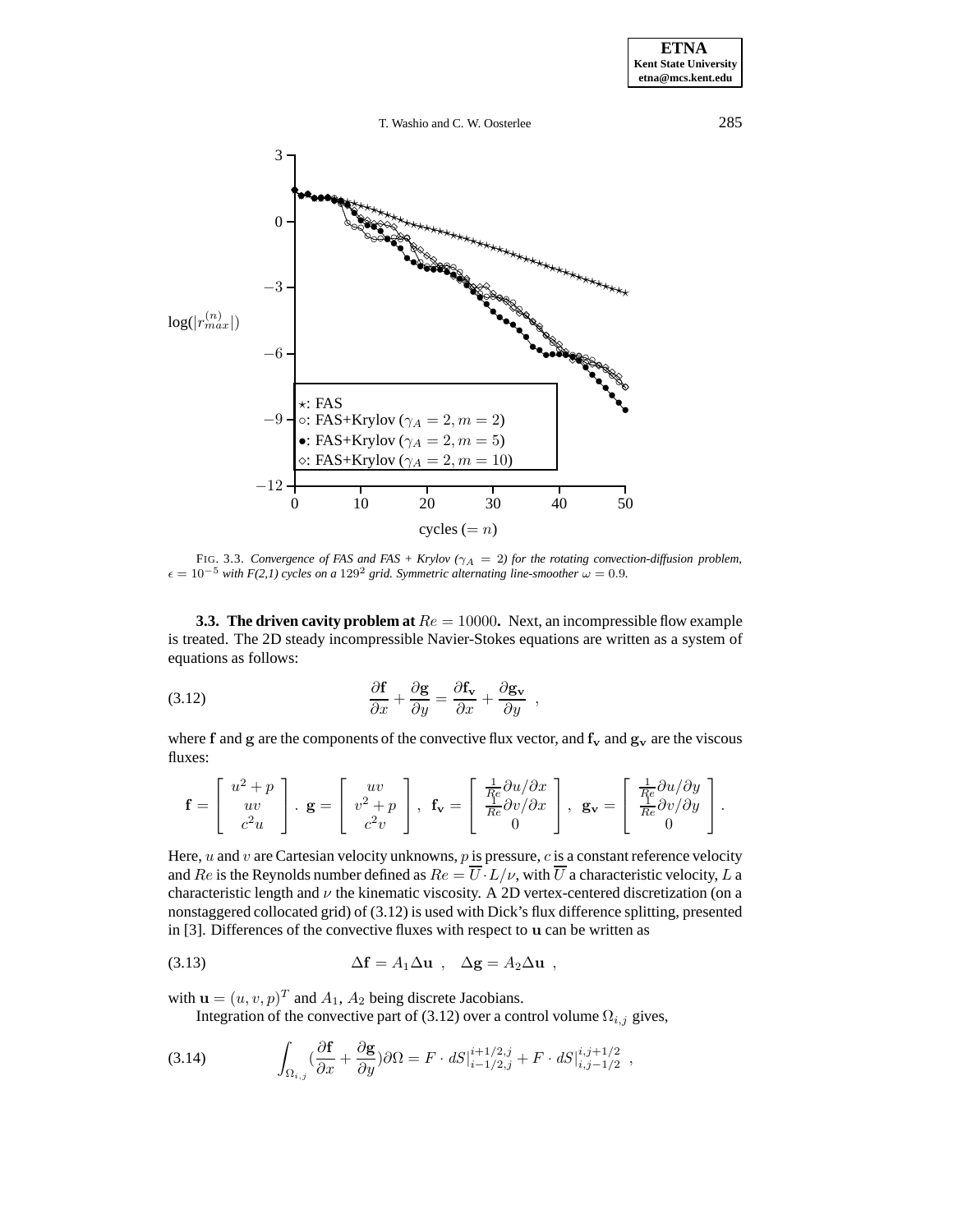FIG. 3.3. *Convergence of FAS and FAS + Krylov ($\gamma_A = 2$) for the rotating convection-diffusion problem, $\epsilon = 10^{-5}$ with F(2,1) cycles on a $129^2$ grid. Symmetric alternating line-smoother $\omega = 0.9$.*

**3.3. The driven cavity problem at $Re = 10000$.** Next, an incompressible flow example is treated. The 2D steady incompressible Navier-Stokes equations are written as a system of equations as follows:

$$\frac{\partial \mathbf{f}}{\partial x} + \frac{\partial \mathbf{g}}{\partial y} = \frac{\partial \mathbf{f_v}}{\partial x} + \frac{\partial \mathbf{g_v}}{\partial y} \ , \tag{3.12}$$

where $\mathbf{f}$ and $\mathbf{g}$ are the components of the convective flux vector, and $\mathbf{f_v}$ and $\mathbf{g_v}$ are the viscous fluxes:

$$\mathbf{f} = \begin{bmatrix} u^2 + p \\ uv \\ c^2 u \end{bmatrix} . \ \mathbf{g} = \begin{bmatrix} uv \\ v^2 + p \\ c^2 v \end{bmatrix} , \ \mathbf{f_v} = \begin{bmatrix} \frac{1}{Re}\partial u/\partial x \\ \frac{1}{Re}\partial v/\partial x \\ 0 \end{bmatrix} , \ \mathbf{g_v} = \begin{bmatrix} \frac{1}{Re}\partial u/\partial y \\ \frac{1}{Re}\partial v/\partial y \\ 0 \end{bmatrix} .$$

Here, $u$ and $v$ are Cartesian velocity unknowns, $p$ is pressure, $c$ is a constant reference velocity and $Re$ is the Reynolds number defined as $Re = \overline{U} \cdot L/\nu$, with $\overline{U}$ a characteristic velocity, $L$ a characteristic length and $\nu$ the kinematic viscosity. A 2D vertex-centered discretization (on a nonstaggered collocated grid) of (3.12) is used with Dick's flux difference splitting, presented in [3]. Differences of the convective fluxes with respect to $\mathbf{u}$ can be written as

$$\Delta \mathbf{f} = A_1 \Delta \mathbf{u} \ , \quad \Delta \mathbf{g} = A_2 \Delta \mathbf{u} \ , \tag{3.13}$$

with $\mathbf{u} = (u, v, p)^T$ and $A_1$, $A_2$ being discrete Jacobians.

Integration of the convective part of (3.12) over a control volume $\Omega_{i,j}$ gives,

$$\int_{\Omega_{i,j}} (\frac{\partial \mathbf{f}}{\partial x} + \frac{\partial \mathbf{g}}{\partial y}) \partial \Omega = F \cdot dS|_{i-1/2,j}^{i+1/2,j} + F \cdot dS|_{i,j-1/2}^{i,j+1/2} \ , \tag{3.14}$$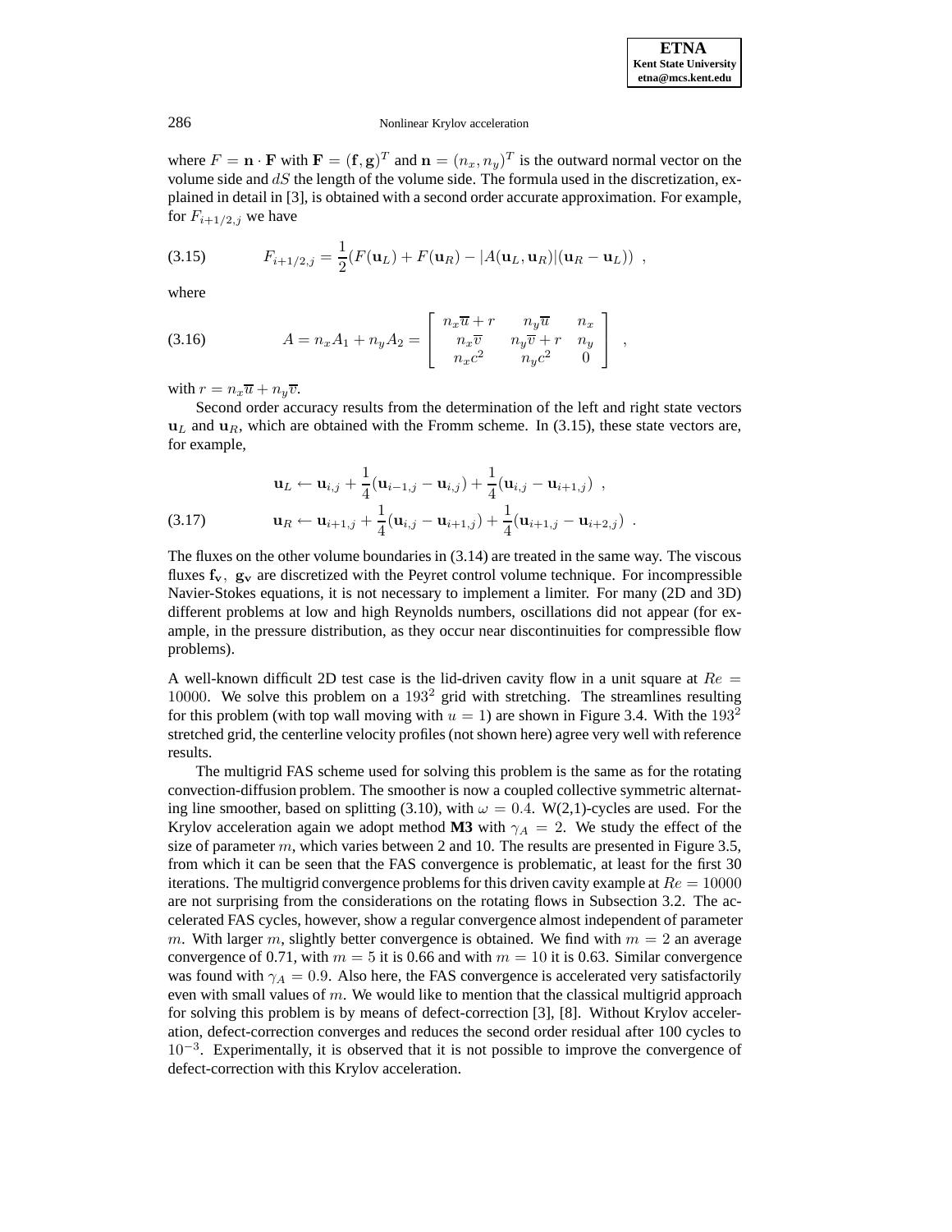where $F = \mathbf{n} \cdot \mathbf{F}$ with $\mathbf{F} = (\mathbf{f}, \mathbf{g})^T$ and $\mathbf{n} = (n_x, n_y)^T$ is the outward normal vector on the volume side and $dS$ the length of the volume side. The formula used in the discretization, explained in detail in [3], is obtained with a second order accurate approximation. For example, for $F_{i+1/2,j}$ we have

$$F_{i+1/2,j} = \frac{1}{2}(F(\mathbf{u}_L) + F(\mathbf{u}_R) - |A(\mathbf{u}_L, \mathbf{u}_R)|(\mathbf{u}_R - \mathbf{u}_L)) \ , \tag{3.15}$$

where

$$A = n_x A_1 + n_y A_2 = \begin{bmatrix} n_x\overline{u} + r & n_y\overline{u} & n_x \\ n_x\overline{v} & n_y\overline{v} + r & n_y \\ n_x c^2 & n_y c^2 & 0 \end{bmatrix} \ , \tag{3.16}$$

with $r = n_x\overline{u} + n_y\overline{v}$.

Second order accuracy results from the determination of the left and right state vectors $\mathbf{u}_L$ and $\mathbf{u}_R$, which are obtained with the Fromm scheme. In (3.15), these state vectors are, for example,

$$\begin{aligned} \mathbf{u}_L &\leftarrow \mathbf{u}_{i,j} + \frac{1}{4}(\mathbf{u}_{i-1,j} - \mathbf{u}_{i,j}) + \frac{1}{4}(\mathbf{u}_{i,j} - \mathbf{u}_{i+1,j}) \ , \\ \mathbf{u}_R &\leftarrow \mathbf{u}_{i+1,j} + \frac{1}{4}(\mathbf{u}_{i,j} - \mathbf{u}_{i+1,j}) + \frac{1}{4}(\mathbf{u}_{i+1,j} - \mathbf{u}_{i+2,j}) \ . \end{aligned} \tag{3.17}$$

The fluxes on the other volume boundaries in (3.14) are treated in the same way. The viscous fluxes $\mathbf{f_v},\ \mathbf{g_v}$ are discretized with the Peyret control volume technique. For incompressible Navier-Stokes equations, it is not necessary to implement a limiter. For many (2D and 3D) different problems at low and high Reynolds numbers, oscillations did not appear (for example, in the pressure distribution, as they occur near discontinuities for compressible flow problems).

A well-known difficult 2D test case is the lid-driven cavity flow in a unit square at $Re = 10000$. We solve this problem on a $193^2$ grid with stretching. The streamlines resulting for this problem (with top wall moving with $u = 1$) are shown in Figure 3.4. With the $193^2$ stretched grid, the centerline velocity profiles (not shown here) agree very well with reference results.

The multigrid FAS scheme used for solving this problem is the same as for the rotating convection-diffusion problem. The smoother is now a coupled collective symmetric alternating line smoother, based on splitting (3.10), with $\omega = 0.4$. W(2,1)-cycles are used. For the Krylov acceleration again we adopt method **M3** with $\gamma_A = 2$. We study the effect of the size of parameter $m$, which varies between 2 and 10. The results are presented in Figure 3.5, from which it can be seen that the FAS convergence is problematic, at least for the first 30 iterations. The multigrid convergence problems for this driven cavity example at $Re = 10000$ are not surprising from the considerations on the rotating flows in Subsection 3.2. The accelerated FAS cycles, however, show a regular convergence almost independent of parameter $m$. With larger $m$, slightly better convergence is obtained. We find with $m = 2$ an average convergence of 0.71, with $m = 5$ it is 0.66 and with $m = 10$ it is 0.63. Similar convergence was found with $\gamma_A = 0.9$. Also here, the FAS convergence is accelerated very satisfactorily even with small values of $m$. We would like to mention that the classical multigrid approach for solving this problem is by means of defect-correction [3], [8]. Without Krylov acceleration, defect-correction converges and reduces the second order residual after 100 cycles to $10^{-3}$. Experimentally, it is observed that it is not possible to improve the convergence of defect-correction with this Krylov acceleration.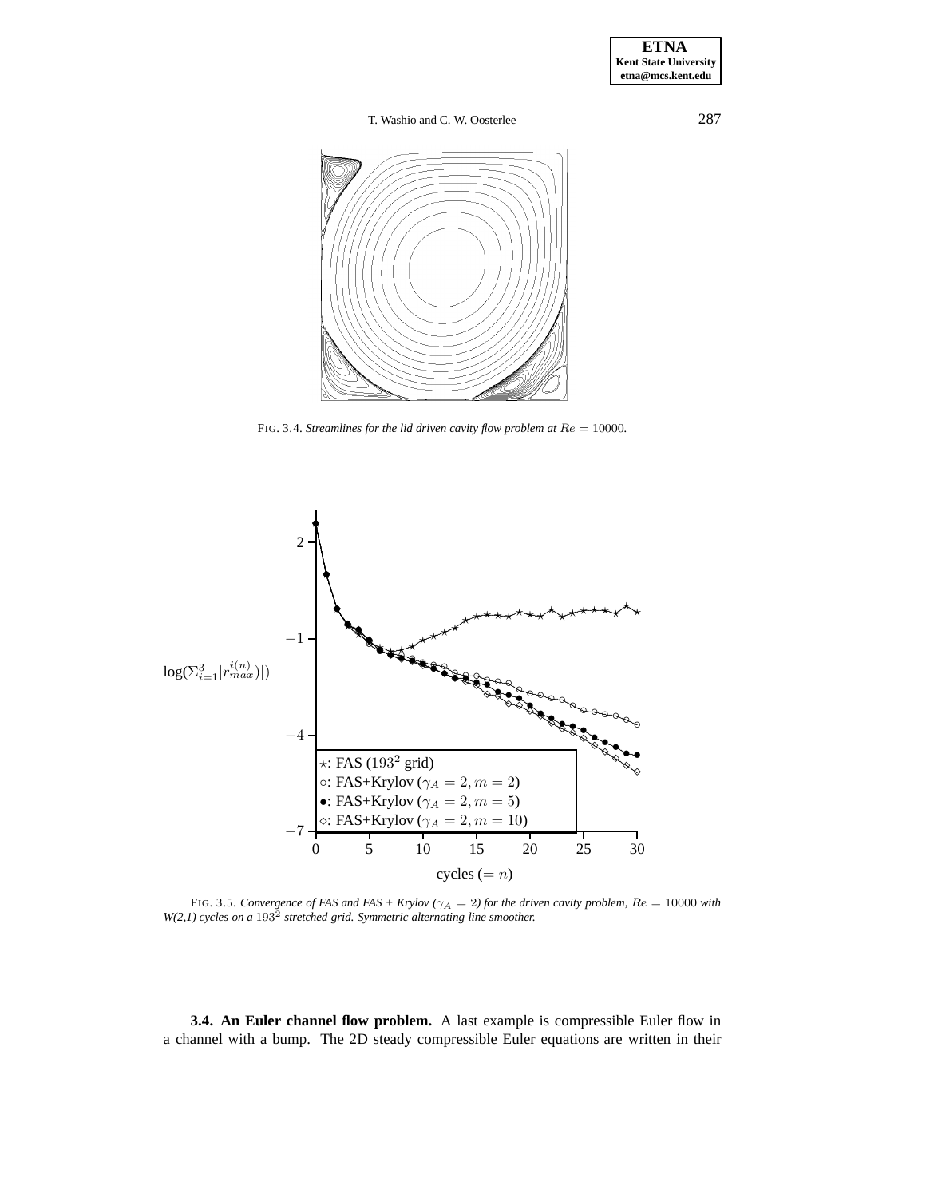FIG. 3.4. *Streamlines for the lid driven cavity flow problem at $Re = 10000$.*

FIG. 3.5. *Convergence of FAS and FAS + Krylov ($\gamma_A = 2$) for the driven cavity problem, $Re = 10000$ with W(2,1) cycles on a $193^2$ stretched grid. Symmetric alternating line smoother.*

**3.4. An Euler channel flow problem.** A last example is compressible Euler flow in a channel with a bump. The 2D steady compressible Euler equations are written in their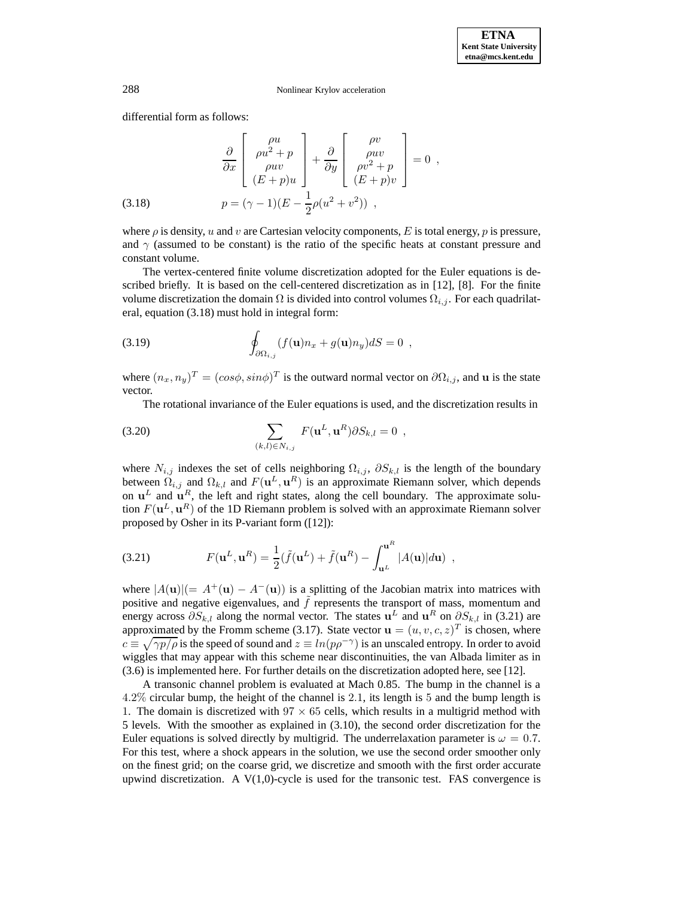differential form as follows:

$$
\frac{\partial}{\partial x}\begin{bmatrix} \rho u \\ \rho u^2 + p \\ \rho uv \\ (E+p)u \end{bmatrix} + \frac{\partial}{\partial y}\begin{bmatrix} \rho v \\ \rho uv \\ \rho v^2 + p \\ (E+p)v \end{bmatrix} = 0 \ ,
$$

$$
p = (\gamma - 1)(E - \frac{1}{2}\rho(u^2+v^2)) \ , \tag{3.18}
$$

where $\rho$ is density, $u$ and $v$ are Cartesian velocity components, $E$ is total energy, $p$ is pressure, and $\gamma$ (assumed to be constant) is the ratio of the specific heats at constant pressure and constant volume.

The vertex-centered finite volume discretization adopted for the Euler equations is described briefly. It is based on the cell-centered discretization as in [12], [8]. For the finite volume discretization the domain $\Omega$ is divided into control volumes $\Omega_{i,j}$. For each quadrilateral, equation (3.18) must hold in integral form:

$$
\oint_{\partial\Omega_{i,j}} (f(\mathbf{u})n_x + g(\mathbf{u})n_y) dS = 0 \ , \tag{3.19}
$$

where $(n_x, n_y)^T = (cos\phi, sin\phi)^T$ is the outward normal vector on $\partial\Omega_{i,j}$, and $\mathbf{u}$ is the state vector.

The rotational invariance of the Euler equations is used, and the discretization results in

$$
\sum_{(k,l)\in N_{i,j}} F(\mathbf{u}^L, \mathbf{u}^R)\partial S_{k,l} = 0 \ , \tag{3.20}
$$

where $N_{i,j}$ indexes the set of cells neighboring $\Omega_{i,j}$, $\partial S_{k,l}$ is the length of the boundary between $\Omega_{i,j}$ and $\Omega_{k,l}$ and $F(\mathbf{u}^L, \mathbf{u}^R)$ is an approximate Riemann solver, which depends on $\mathbf{u}^L$ and $\mathbf{u}^R$, the left and right states, along the cell boundary. The approximate solution $F(\mathbf{u}^L, \mathbf{u}^R)$ of the 1D Riemann problem is solved with an approximate Riemann solver proposed by Osher in its P-variant form ([12]):

$$
F(\mathbf{u}^L, \mathbf{u}^R) = \frac{1}{2}(\tilde{f}(\mathbf{u}^L) + \tilde{f}(\mathbf{u}^R) - \int_{\mathbf{u}^L}^{\mathbf{u}^R} |A(\mathbf{u})| d\mathbf{u}) \ , \tag{3.21}
$$

where $|A(\mathbf{u})|(= A^+(\mathbf{u}) - A^-(\mathbf{u}))$ is a splitting of the Jacobian matrix into matrices with positive and negative eigenvalues, and $\tilde{f}$ represents the transport of mass, momentum and energy across $\partial S_{k,l}$ along the normal vector. The states $\mathbf{u}^L$ and $\mathbf{u}^R$ on $\partial S_{k,l}$ in (3.21) are approximated by the Fromm scheme (3.17). State vector $\mathbf{u} = (u, v, c, z)^T$ is chosen, where $c \equiv \sqrt{\gamma p/\rho}$ is the speed of sound and $z \equiv ln(p\rho^{-\gamma})$ is an unscaled entropy. In order to avoid wiggles that may appear with this scheme near discontinuities, the van Albada limiter as in (3.6) is implemented here. For further details on the discretization adopted here, see [12].

A transonic channel problem is evaluated at Mach 0.85. The bump in the channel is a $4.2\%$ circular bump, the height of the channel is $2.1$, its length is $5$ and the bump length is $1$. The domain is discretized with $97 \times 65$ cells, which results in a multigrid method with 5 levels. With the smoother as explained in (3.10), the second order discretization for the Euler equations is solved directly by multigrid. The underrelaxation parameter is $\omega = 0.7$. For this test, where a shock appears in the solution, we use the second order smoother only on the finest grid; on the coarse grid, we discretize and smooth with the first order accurate upwind discretization. A V(1,0)-cycle is used for the transonic test. FAS convergence is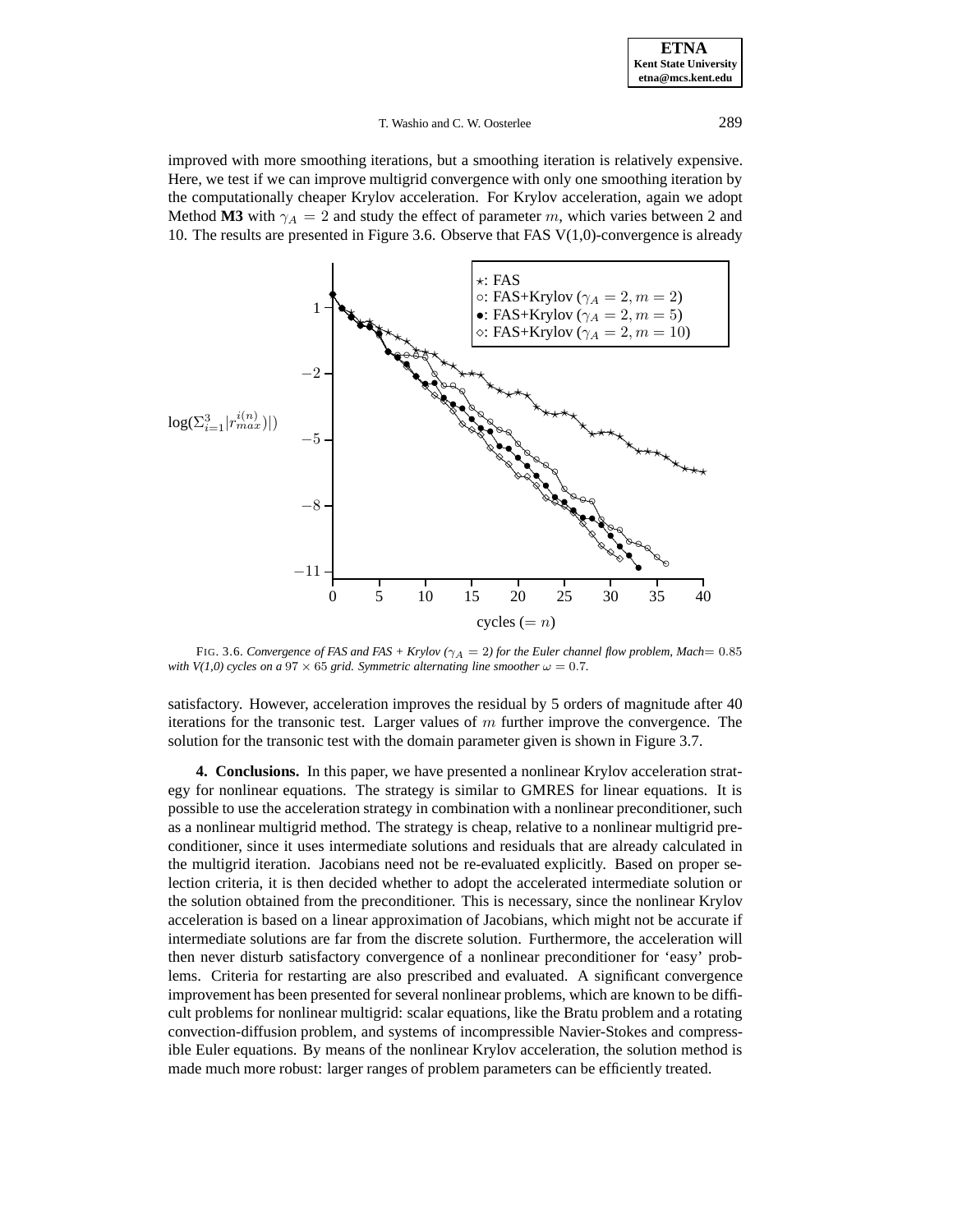improved with more smoothing iterations, but a smoothing iteration is relatively expensive. Here, we test if we can improve multigrid convergence with only one smoothing iteration by the computationally cheaper Krylov acceleration. For Krylov acceleration, again we adopt Method **M3** with $\gamma_A = 2$ and study the effect of parameter $m$, which varies between 2 and 10. The results are presented in Figure 3.6. Observe that FAS V(1,0)-convergence is already

FIG. 3.6. *Convergence of FAS and FAS + Krylov ($\gamma_A = 2$) for the Euler channel flow problem, Mach= 0.85 with V(1,0) cycles on a $97 \times 65$ grid. Symmetric alternating line smoother $\omega = 0.7$.*

satisfactory. However, acceleration improves the residual by 5 orders of magnitude after 40 iterations for the transonic test. Larger values of $m$ further improve the convergence. The solution for the transonic test with the domain parameter given is shown in Figure 3.7.

**4. Conclusions.** In this paper, we have presented a nonlinear Krylov acceleration strategy for nonlinear equations. The strategy is similar to GMRES for linear equations. It is possible to use the acceleration strategy in combination with a nonlinear preconditioner, such as a nonlinear multigrid method. The strategy is cheap, relative to a nonlinear multigrid preconditioner, since it uses intermediate solutions and residuals that are already calculated in the multigrid iteration. Jacobians need not be re-evaluated explicitly. Based on proper selection criteria, it is then decided whether to adopt the accelerated intermediate solution or the solution obtained from the preconditioner. This is necessary, since the nonlinear Krylov acceleration is based on a linear approximation of Jacobians, which might not be accurate if intermediate solutions are far from the discrete solution. Furthermore, the acceleration will then never disturb satisfactory convergence of a nonlinear preconditioner for 'easy' problems. Criteria for restarting are also prescribed and evaluated. A significant convergence improvement has been presented for several nonlinear problems, which are known to be difficult problems for nonlinear multigrid: scalar equations, like the Bratu problem and a rotating convection-diffusion problem, and systems of incompressible Navier-Stokes and compressible Euler equations. By means of the nonlinear Krylov acceleration, the solution method is made much more robust: larger ranges of problem parameters can be efficiently treated.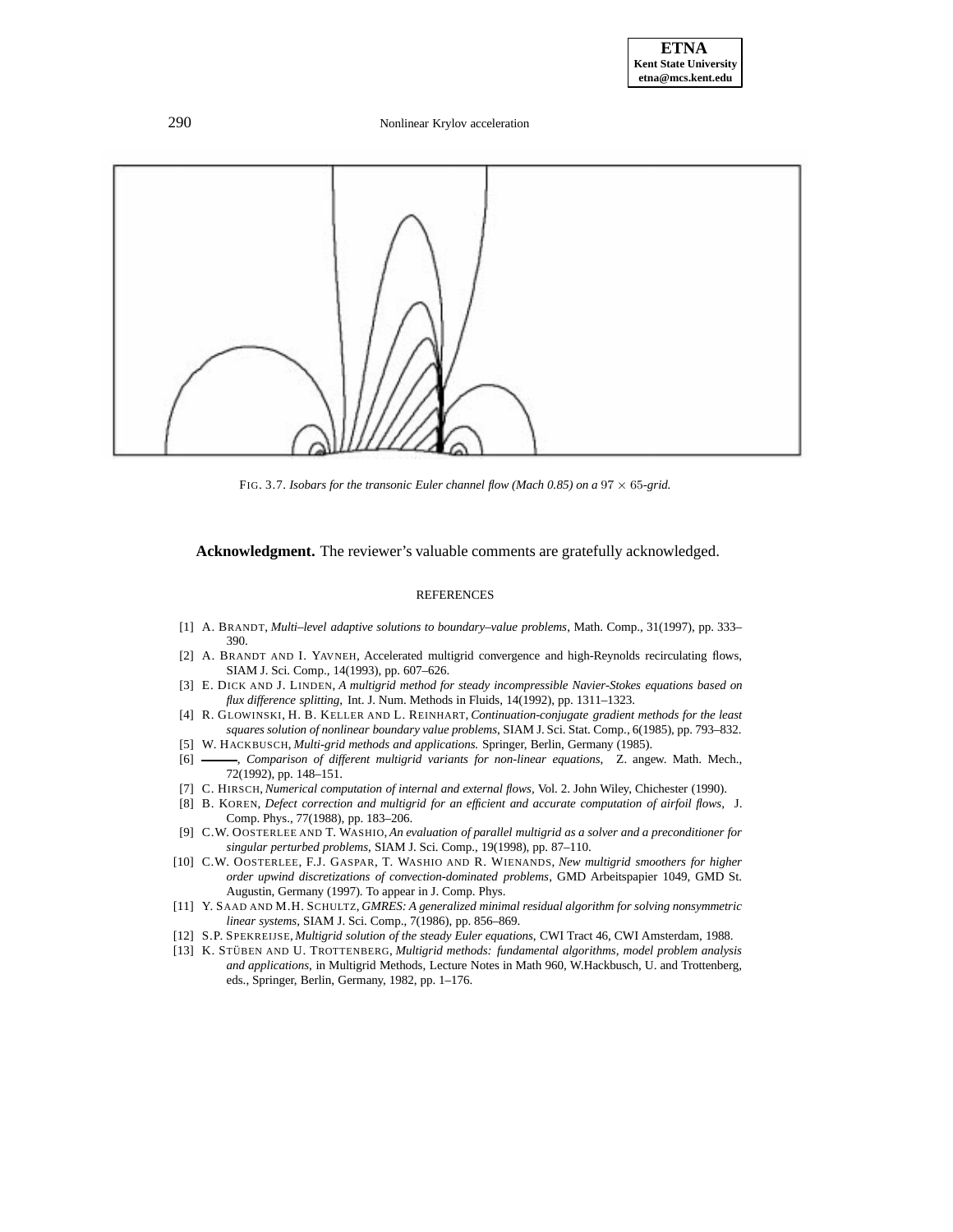FIG. 3.7. *Isobars for the transonic Euler channel flow (Mach 0.85) on a* $97 \times 65$*-grid.*

**Acknowledgment.** The reviewer's valuable comments are gratefully acknowledged.

## REFERENCES

[1] A. BRANDT, *Multi–level adaptive solutions to boundary–value problems*, Math. Comp., 31(1997), pp. 333–390.

[2] A. BRANDT AND I. YAVNEH, Accelerated multigrid convergence and high-Reynolds recirculating flows, SIAM J. Sci. Comp., 14(1993), pp. 607–626.

[3] E. DICK AND J. LINDEN, *A multigrid method for steady incompressible Navier-Stokes equations based on flux difference splitting*, Int. J. Num. Methods in Fluids, 14(1992), pp. 1311–1323.

[4] R. GLOWINSKI, H. B. KELLER AND L. REINHART, *Continuation-conjugate gradient methods for the least squares solution of nonlinear boundary value problems*, SIAM J. Sci. Stat. Comp., 6(1985), pp. 793–832.

[5] W. HACKBUSCH, *Multi-grid methods and applications.* Springer, Berlin, Germany (1985).

[6] ———, *Comparison of different multigrid variants for non-linear equations*, Z. angew. Math. Mech., 72(1992), pp. 148–151.

[7] C. HIRSCH, *Numerical computation of internal and external flows*, Vol. 2. John Wiley, Chichester (1990).

[8] B. KOREN, *Defect correction and multigrid for an efficient and accurate computation of airfoil flows*, J. Comp. Phys., 77(1988), pp. 183–206.

[9] C.W. OOSTERLEE AND T. WASHIO, *An evaluation of parallel multigrid as a solver and a preconditioner for singular perturbed problems*, SIAM J. Sci. Comp., 19(1998), pp. 87–110.

[10] C.W. OOSTERLEE, F.J. GASPAR, T. WASHIO AND R. WIENANDS, *New multigrid smoothers for higher order upwind discretizations of convection-dominated problems*, GMD Arbeitspapier 1049, GMD St. Augustin, Germany (1997). To appear in J. Comp. Phys.

[11] Y. SAAD AND M.H. SCHULTZ, *GMRES: A generalized minimal residual algorithm for solving nonsymmetric linear systems*, SIAM J. Sci. Comp., 7(1986), pp. 856–869.

[12] S.P. SPEKREIJSE, *Multigrid solution of the steady Euler equations*, CWI Tract 46, CWI Amsterdam, 1988.

[13] K. STÜBEN AND U. TROTTENBERG, *Multigrid methods: fundamental algorithms, model problem analysis and applications*, in Multigrid Methods, Lecture Notes in Math 960, W.Hackbusch, U. and Trottenberg, eds., Springer, Berlin, Germany, 1982, pp. 1–176.